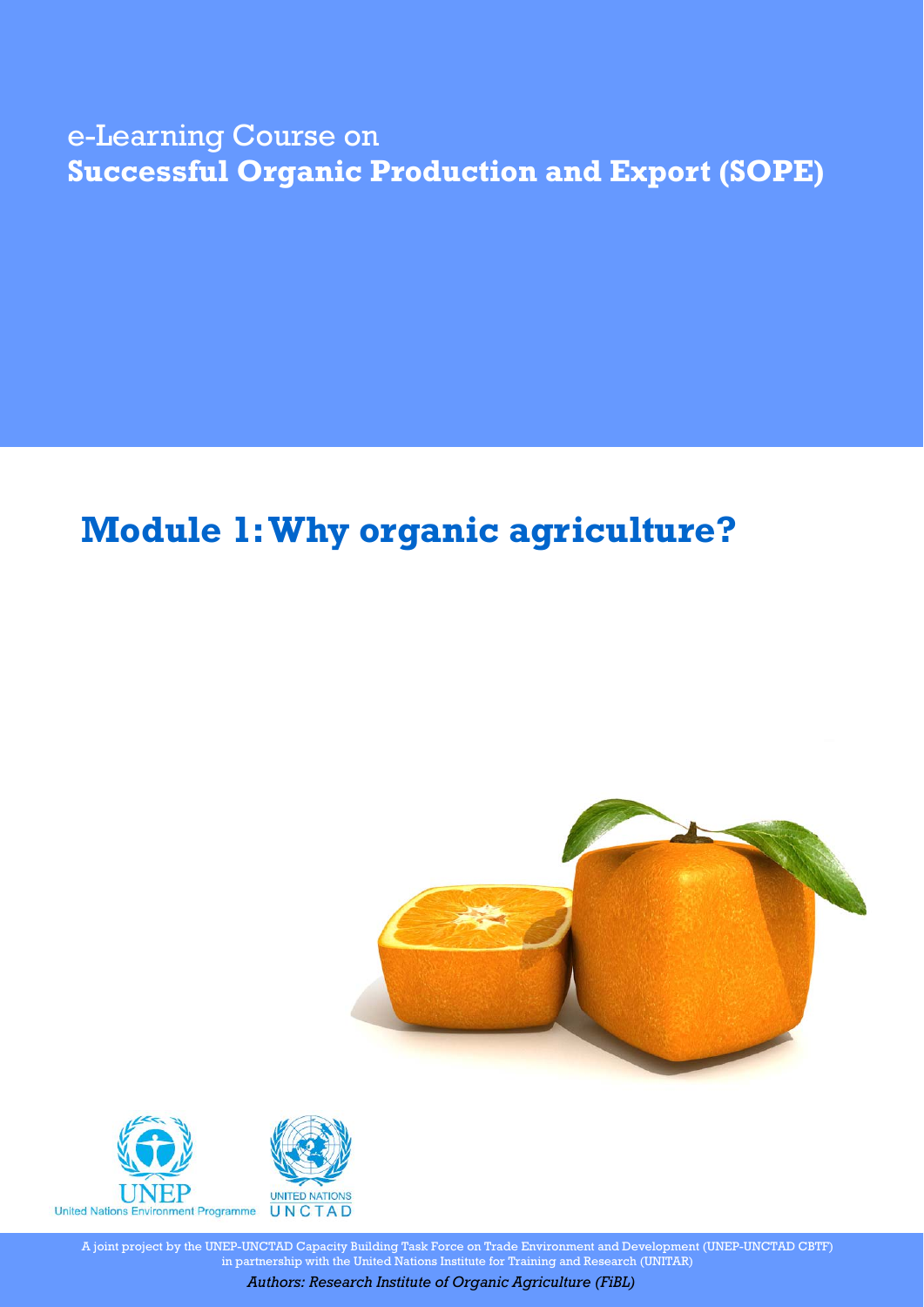e-Learning Course on
**Successful Organic Production and Export (SOPE)**

# Module 1: Why organic agriculture?

UNEP
United Nations Environment Programme

UNITED NATIONS
UNCTAD

A joint project by the UNEP-UNCTAD Capacity Building Task Force on Trade Environment and Development (UNEP-UNCTAD CBTF) in partnership with the United Nations Institute for Training and Research (UNITAR)

*Authors: Research Institute of Organic Agriculture (FiBL)*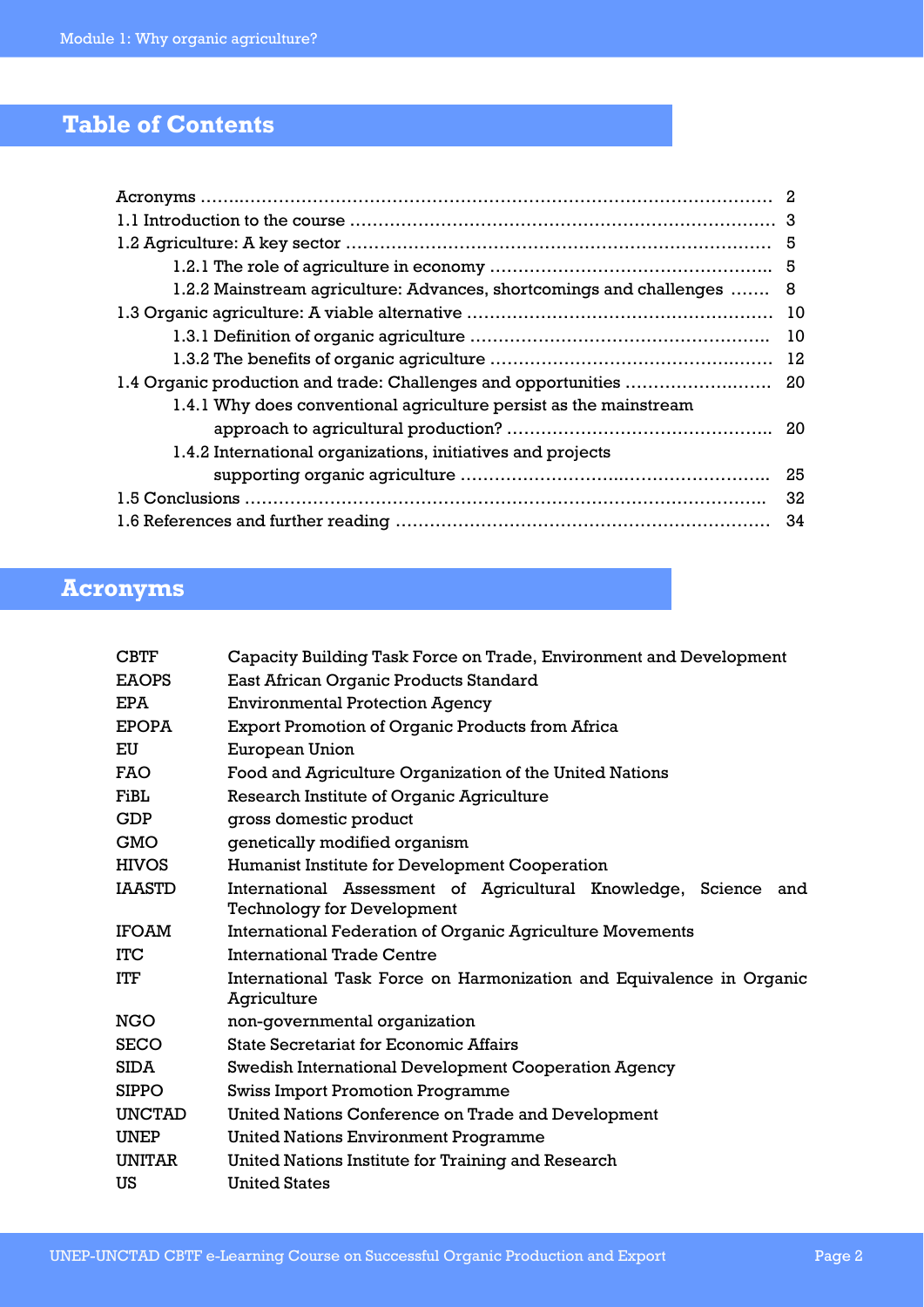## Table of Contents

- Acronyms ........................................................................................ 2
- 1.1 Introduction to the course ......................................................... 3
- 1.2 Agriculture: A key sector .......................................................... 5
  - 1.2.1 The role of agriculture in economy ........................................ 5
  - 1.2.2 Mainstream agriculture: Advances, shortcomings and challenges ....... 8
- 1.3 Organic agriculture: A viable alternative .................................... 10
  - 1.3.1 Definition of organic agriculture ........................................... 10
  - 1.3.2 The benefits of organic agriculture ........................................ 12
- 1.4 Organic production and trade: Challenges and opportunities ......................... 20
  - 1.4.1 Why does conventional agriculture persist as the mainstream approach to agricultural production? ............................................. 20
  - 1.4.2 International organizations, initiatives and projects supporting organic agriculture .................................................. 25
- 1.5 Conclusions ........................................................................... 32
- 1.6 References and further reading ................................................. 34

## Acronyms

| | |
|---|---|
| CBTF | Capacity Building Task Force on Trade, Environment and Development |
| EAOPS | East African Organic Products Standard |
| EPA | Environmental Protection Agency |
| EPOPA | Export Promotion of Organic Products from Africa |
| EU | European Union |
| FAO | Food and Agriculture Organization of the United Nations |
| FiBL | Research Institute of Organic Agriculture |
| GDP | gross domestic product |
| GMO | genetically modified organism |
| HIVOS | Humanist Institute for Development Cooperation |
| IAASTD | International Assessment of Agricultural Knowledge, Science and Technology for Development |
| IFOAM | International Federation of Organic Agriculture Movements |
| ITC | International Trade Centre |
| ITF | International Task Force on Harmonization and Equivalence in Organic Agriculture |
| NGO | non-governmental organization |
| SECO | State Secretariat for Economic Affairs |
| SIDA | Swedish International Development Cooperation Agency |
| SIPPO | Swiss Import Promotion Programme |
| UNCTAD | United Nations Conference on Trade and Development |
| UNEP | United Nations Environment Programme |
| UNITAR | United Nations Institute for Training and Research |
| US | United States |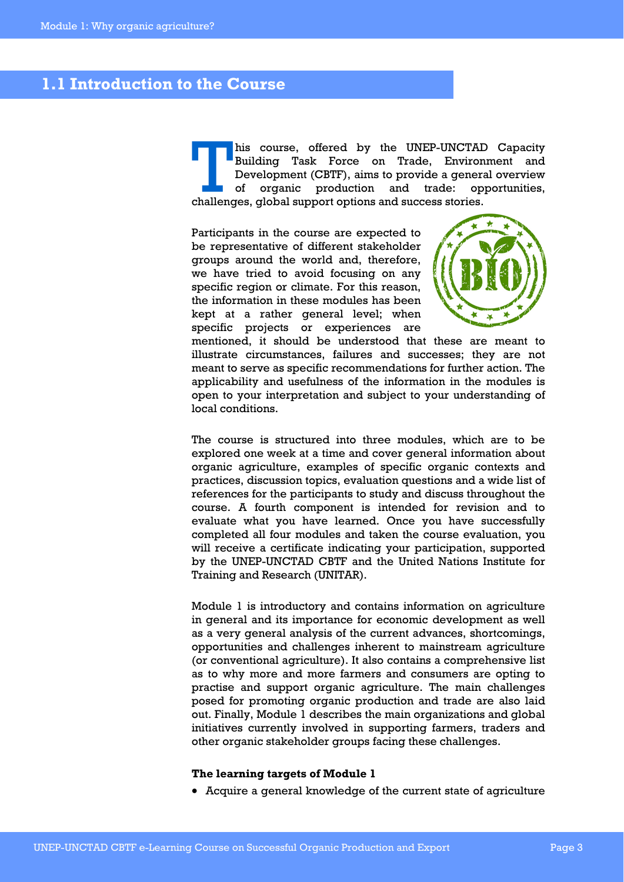## 1.1 Introduction to the Course

This course, offered by the UNEP-UNCTAD Capacity Building Task Force on Trade, Environment and Development (CBTF), aims to provide a general overview of organic production and trade: opportunities, challenges, global support options and success stories.

Participants in the course are expected to be representative of different stakeholder groups around the world and, therefore, we have tried to avoid focusing on any specific region or climate. For this reason, the information in these modules has been kept at a rather general level; when specific projects or experiences are mentioned, it should be understood that these are meant to illustrate circumstances, failures and successes; they are not meant to serve as specific recommendations for further action. The applicability and usefulness of the information in the modules is open to your interpretation and subject to your understanding of local conditions.

The course is structured into three modules, which are to be explored one week at a time and cover general information about organic agriculture, examples of specific organic contexts and practices, discussion topics, evaluation questions and a wide list of references for the participants to study and discuss throughout the course. A fourth component is intended for revision and to evaluate what you have learned. Once you have successfully completed all four modules and taken the course evaluation, you will receive a certificate indicating your participation, supported by the UNEP-UNCTAD CBTF and the United Nations Institute for Training and Research (UNITAR).

Module 1 is introductory and contains information on agriculture in general and its importance for economic development as well as a very general analysis of the current advances, shortcomings, opportunities and challenges inherent to mainstream agriculture (or conventional agriculture). It also contains a comprehensive list as to why more and more farmers and consumers are opting to practise and support organic agriculture. The main challenges posed for promoting organic production and trade are also laid out. Finally, Module 1 describes the main organizations and global initiatives currently involved in supporting farmers, traders and other organic stakeholder groups facing these challenges.

**The learning targets of Module 1**

- Acquire a general knowledge of the current state of agriculture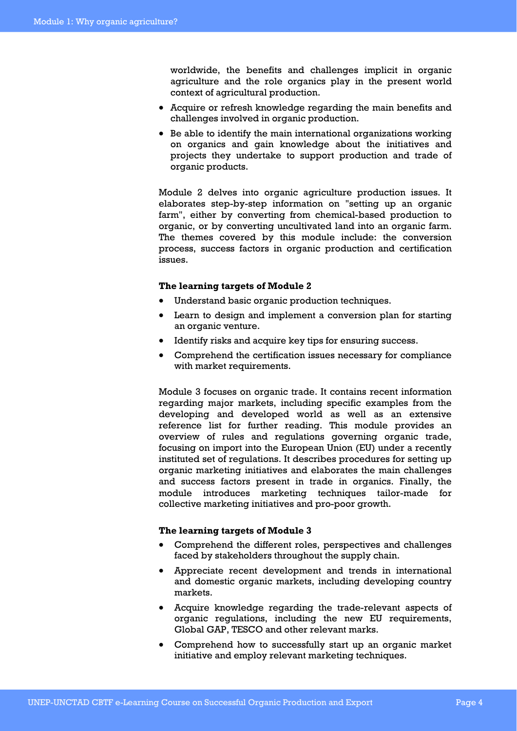worldwide, the benefits and challenges implicit in organic agriculture and the role organics play in the present world context of agricultural production.

- Acquire or refresh knowledge regarding the main benefits and challenges involved in organic production.
- Be able to identify the main international organizations working on organics and gain knowledge about the initiatives and projects they undertake to support production and trade of organic products.

Module 2 delves into organic agriculture production issues. It elaborates step-by-step information on "setting up an organic farm", either by converting from chemical-based production to organic, or by converting uncultivated land into an organic farm. The themes covered by this module include: the conversion process, success factors in organic production and certification issues.

**The learning targets of Module 2**

- Understand basic organic production techniques.
- Learn to design and implement a conversion plan for starting an organic venture.
- Identify risks and acquire key tips for ensuring success.
- Comprehend the certification issues necessary for compliance with market requirements.

Module 3 focuses on organic trade. It contains recent information regarding major markets, including specific examples from the developing and developed world as well as an extensive reference list for further reading. This module provides an overview of rules and regulations governing organic trade, focusing on import into the European Union (EU) under a recently instituted set of regulations. It describes procedures for setting up organic marketing initiatives and elaborates the main challenges and success factors present in trade in organics. Finally, the module introduces marketing techniques tailor-made for collective marketing initiatives and pro-poor growth.

**The learning targets of Module 3**

- Comprehend the different roles, perspectives and challenges faced by stakeholders throughout the supply chain.
- Appreciate recent development and trends in international and domestic organic markets, including developing country markets.
- Acquire knowledge regarding the trade-relevant aspects of organic regulations, including the new EU requirements, Global GAP, TESCO and other relevant marks.
- Comprehend how to successfully start up an organic market initiative and employ relevant marketing techniques.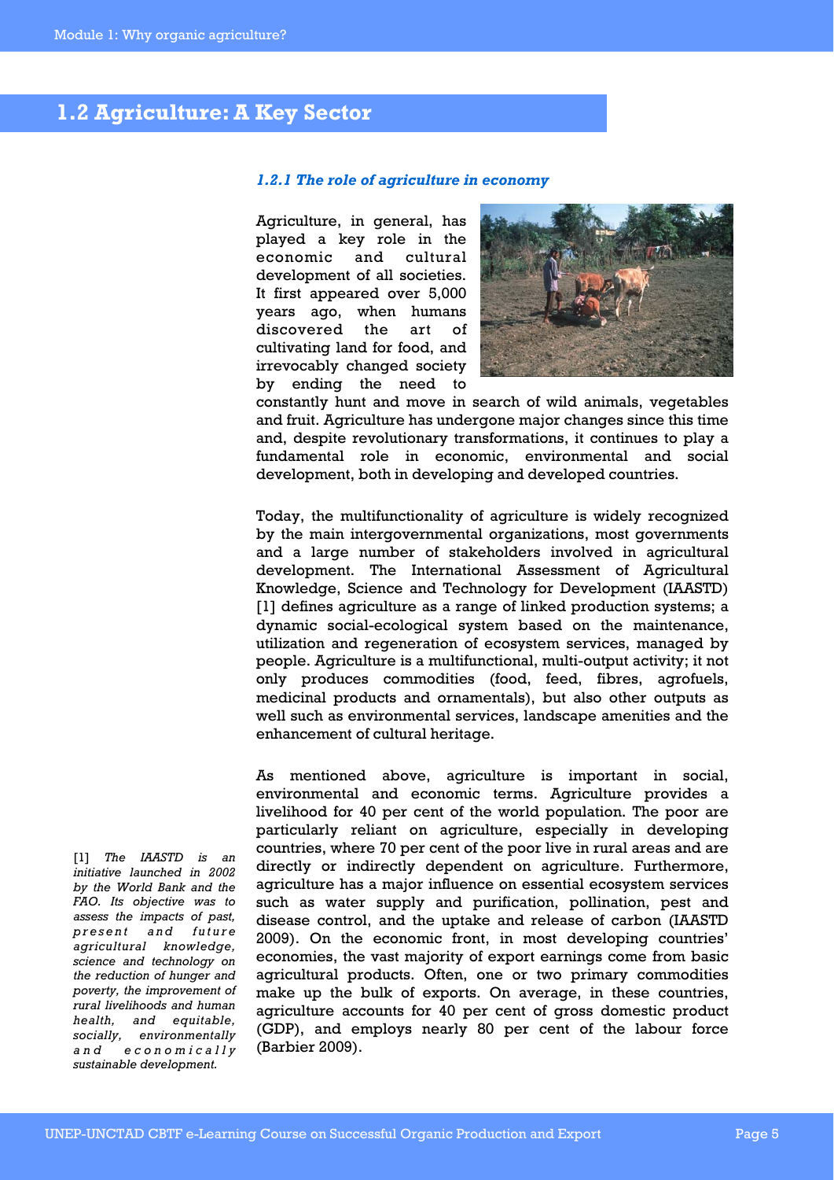# 1.2 Agriculture: A Key Sector

### *1.2.1 The role of agriculture in economy*

Agriculture, in general, has played a key role in the economic and cultural development of all societies. It first appeared over 5,000 years ago, when humans discovered the art of cultivating land for food, and irrevocably changed society by ending the need to constantly hunt and move in search of wild animals, vegetables and fruit. Agriculture has undergone major changes since this time and, despite revolutionary transformations, it continues to play a fundamental role in economic, environmental and social development, both in developing and developed countries.

Today, the multifunctionality of agriculture is widely recognized by the main intergovernmental organizations, most governments and a large number of stakeholders involved in agricultural development. The International Assessment of Agricultural Knowledge, Science and Technology for Development (IAASTD) [1] defines agriculture as a range of linked production systems; a dynamic social-ecological system based on the maintenance, utilization and regeneration of ecosystem services, managed by people. Agriculture is a multifunctional, multi-output activity; it not only produces commodities (food, feed, fibres, agrofuels, medicinal products and ornamentals), but also other outputs as well such as environmental services, landscape amenities and the enhancement of cultural heritage.

As mentioned above, agriculture is important in social, environmental and economic terms. Agriculture provides a livelihood for 40 per cent of the world population. The poor are particularly reliant on agriculture, especially in developing countries, where 70 per cent of the poor live in rural areas and are directly or indirectly dependent on agriculture. Furthermore, agriculture has a major influence on essential ecosystem services such as water supply and purification, pollination, pest and disease control, and the uptake and release of carbon (IAASTD 2009). On the economic front, in most developing countries' economies, the vast majority of export earnings come from basic agricultural products. Often, one or two primary commodities make up the bulk of exports. On average, in these countries, agriculture accounts for 40 per cent of gross domestic product (GDP), and employs nearly 80 per cent of the labour force (Barbier 2009).

[1] *The IAASTD is an initiative launched in 2002 by the World Bank and the FAO. Its objective was to assess the impacts of past, present and future agricultural knowledge, science and technology on the reduction of hunger and poverty, the improvement of rural livelihoods and human health, and equitable, socially, environmentally and economically sustainable development.*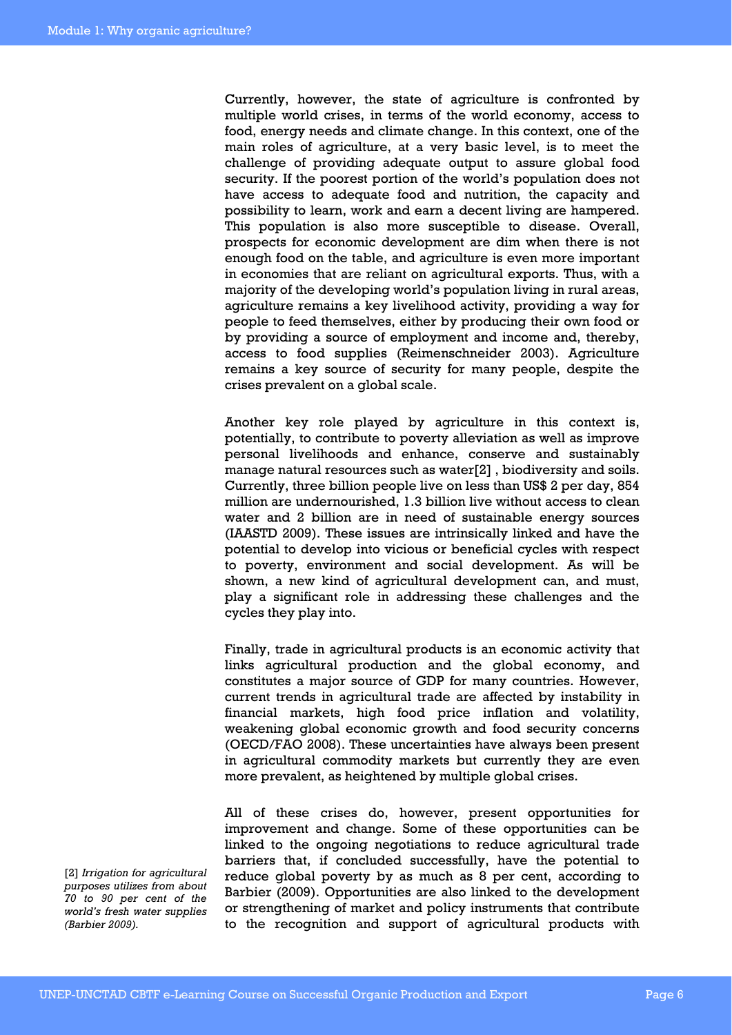Currently, however, the state of agriculture is confronted by multiple world crises, in terms of the world economy, access to food, energy needs and climate change. In this context, one of the main roles of agriculture, at a very basic level, is to meet the challenge of providing adequate output to assure global food security. If the poorest portion of the world's population does not have access to adequate food and nutrition, the capacity and possibility to learn, work and earn a decent living are hampered. This population is also more susceptible to disease. Overall, prospects for economic development are dim when there is not enough food on the table, and agriculture is even more important in economies that are reliant on agricultural exports. Thus, with a majority of the developing world's population living in rural areas, agriculture remains a key livelihood activity, providing a way for people to feed themselves, either by producing their own food or by providing a source of employment and income and, thereby, access to food supplies (Reimenschneider 2003). Agriculture remains a key source of security for many people, despite the crises prevalent on a global scale.

Another key role played by agriculture in this context is, potentially, to contribute to poverty alleviation as well as improve personal livelihoods and enhance, conserve and sustainably manage natural resources such as water[2] , biodiversity and soils. Currently, three billion people live on less than US$ 2 per day, 854 million are undernourished, 1.3 billion live without access to clean water and 2 billion are in need of sustainable energy sources (IAASTD 2009). These issues are intrinsically linked and have the potential to develop into vicious or beneficial cycles with respect to poverty, environment and social development. As will be shown, a new kind of agricultural development can, and must, play a significant role in addressing these challenges and the cycles they play into.

Finally, trade in agricultural products is an economic activity that links agricultural production and the global economy, and constitutes a major source of GDP for many countries. However, current trends in agricultural trade are affected by instability in financial markets, high food price inflation and volatility, weakening global economic growth and food security concerns (OECD/FAO 2008). These uncertainties have always been present in agricultural commodity markets but currently they are even more prevalent, as heightened by multiple global crises.

All of these crises do, however, present opportunities for improvement and change. Some of these opportunities can be linked to the ongoing negotiations to reduce agricultural trade barriers that, if concluded successfully, have the potential to reduce global poverty by as much as 8 per cent, according to Barbier (2009). Opportunities are also linked to the development or strengthening of market and policy instruments that contribute to the recognition and support of agricultural products with

[2] *Irrigation for agricultural purposes utilizes from about 70 to 90 per cent of the world's fresh water supplies (Barbier 2009).*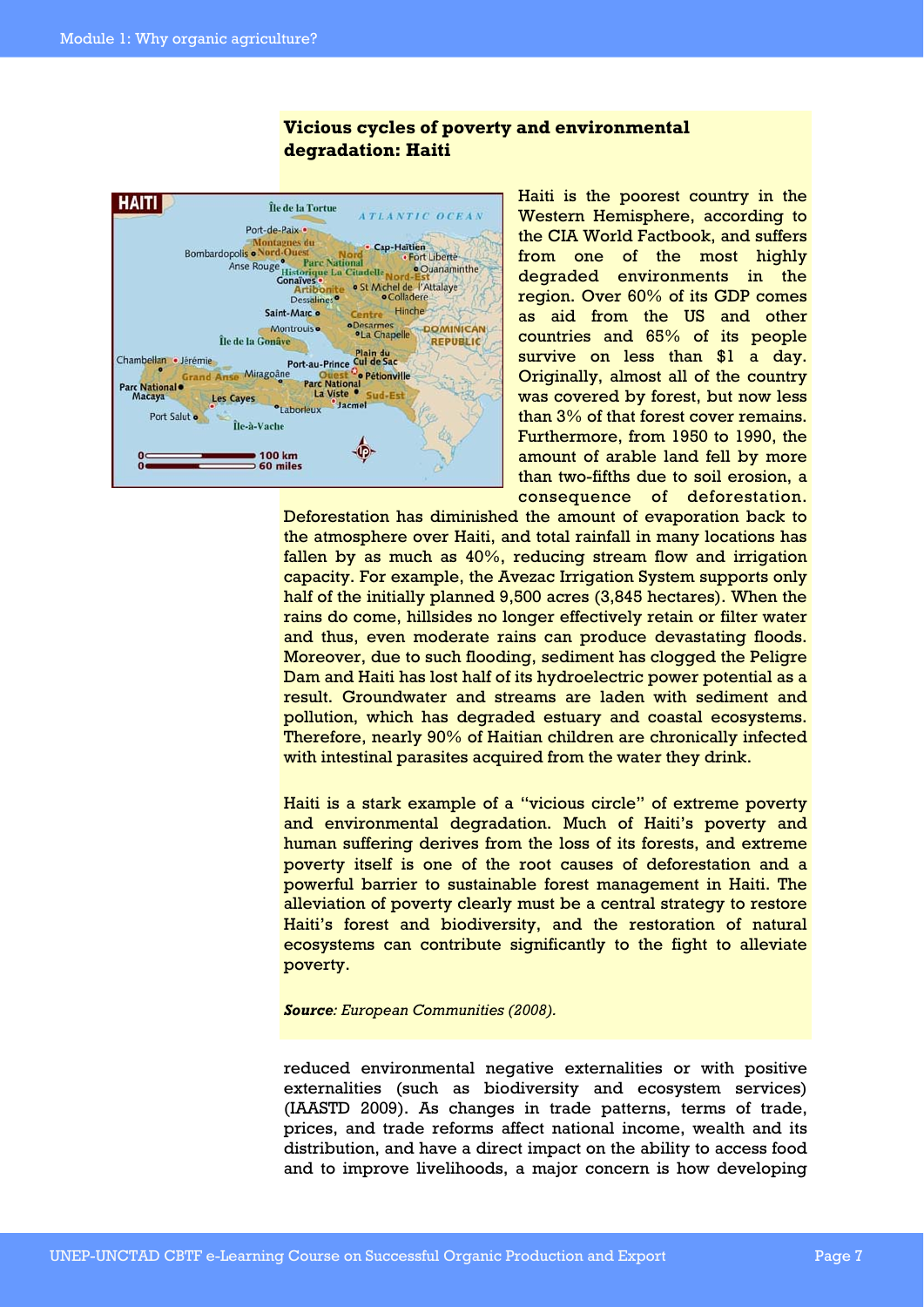**Vicious cycles of poverty and environmental degradation: Haiti**

Haiti is the poorest country in the Western Hemisphere, according to the CIA World Factbook, and suffers from one of the most highly degraded environments in the region. Over 60% of its GDP comes as aid from the US and other countries and 65% of its people survive on less than $1 a day. Originally, almost all of the country was covered by forest, but now less than 3% of that forest cover remains. Furthermore, from 1950 to 1990, the amount of arable land fell by more than two-fifths due to soil erosion, a consequence of deforestation. Deforestation has diminished the amount of evaporation back to the atmosphere over Haiti, and total rainfall in many locations has fallen by as much as 40%, reducing stream flow and irrigation capacity. For example, the Avezac Irrigation System supports only half of the initially planned 9,500 acres (3,845 hectares). When the rains do come, hillsides no longer effectively retain or filter water and thus, even moderate rains can produce devastating floods. Moreover, due to such flooding, sediment has clogged the Peligre Dam and Haiti has lost half of its hydroelectric power potential as a result. Groundwater and streams are laden with sediment and pollution, which has degraded estuary and coastal ecosystems. Therefore, nearly 90% of Haitian children are chronically infected with intestinal parasites acquired from the water they drink.

Haiti is a stark example of a "vicious circle" of extreme poverty and environmental degradation. Much of Haiti's poverty and human suffering derives from the loss of its forests, and extreme poverty itself is one of the root causes of deforestation and a powerful barrier to sustainable forest management in Haiti. The alleviation of poverty clearly must be a central strategy to restore Haiti's forest and biodiversity, and the restoration of natural ecosystems can contribute significantly to the fight to alleviate poverty.

***Source**: European Communities (2008).*

reduced environmental negative externalities or with positive externalities (such as biodiversity and ecosystem services) (IAASTD 2009). As changes in trade patterns, terms of trade, prices, and trade reforms affect national income, wealth and its distribution, and have a direct impact on the ability to access food and to improve livelihoods, a major concern is how developing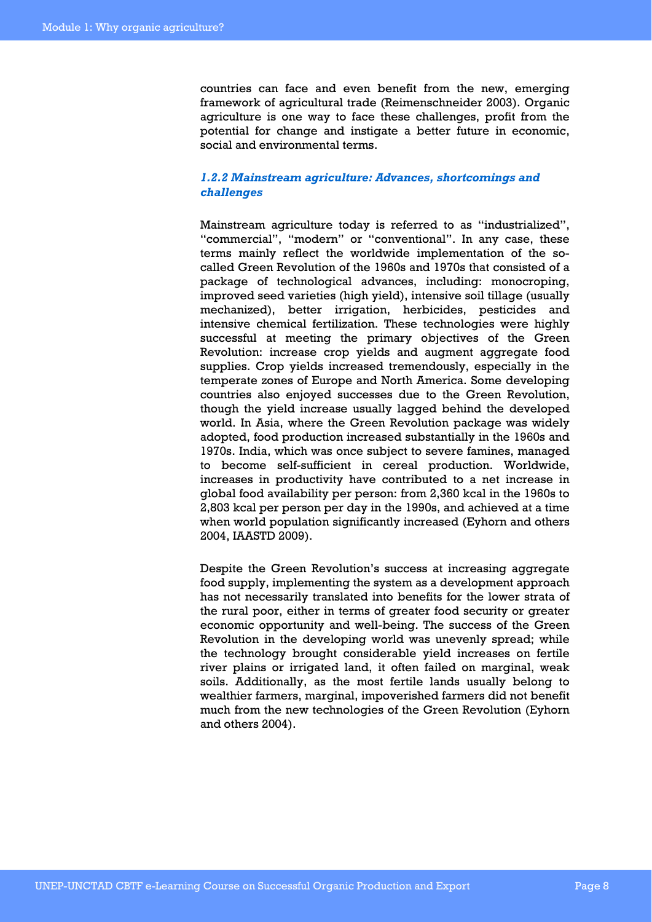countries can face and even benefit from the new, emerging framework of agricultural trade (Reimenschneider 2003). Organic agriculture is one way to face these challenges, profit from the potential for change and instigate a better future in economic, social and environmental terms.

### *1.2.2 Mainstream agriculture: Advances, shortcomings and challenges*

Mainstream agriculture today is referred to as "industrialized", "commercial", "modern" or "conventional". In any case, these terms mainly reflect the worldwide implementation of the so-called Green Revolution of the 1960s and 1970s that consisted of a package of technological advances, including: monocroping, improved seed varieties (high yield), intensive soil tillage (usually mechanized), better irrigation, herbicides, pesticides and intensive chemical fertilization. These technologies were highly successful at meeting the primary objectives of the Green Revolution: increase crop yields and augment aggregate food supplies. Crop yields increased tremendously, especially in the temperate zones of Europe and North America. Some developing countries also enjoyed successes due to the Green Revolution, though the yield increase usually lagged behind the developed world. In Asia, where the Green Revolution package was widely adopted, food production increased substantially in the 1960s and 1970s. India, which was once subject to severe famines, managed to become self-sufficient in cereal production. Worldwide, increases in productivity have contributed to a net increase in global food availability per person: from 2,360 kcal in the 1960s to 2,803 kcal per person per day in the 1990s, and achieved at a time when world population significantly increased (Eyhorn and others 2004, IAASTD 2009).

Despite the Green Revolution's success at increasing aggregate food supply, implementing the system as a development approach has not necessarily translated into benefits for the lower strata of the rural poor, either in terms of greater food security or greater economic opportunity and well-being. The success of the Green Revolution in the developing world was unevenly spread; while the technology brought considerable yield increases on fertile river plains or irrigated land, it often failed on marginal, weak soils. Additionally, as the most fertile lands usually belong to wealthier farmers, marginal, impoverished farmers did not benefit much from the new technologies of the Green Revolution (Eyhorn and others 2004).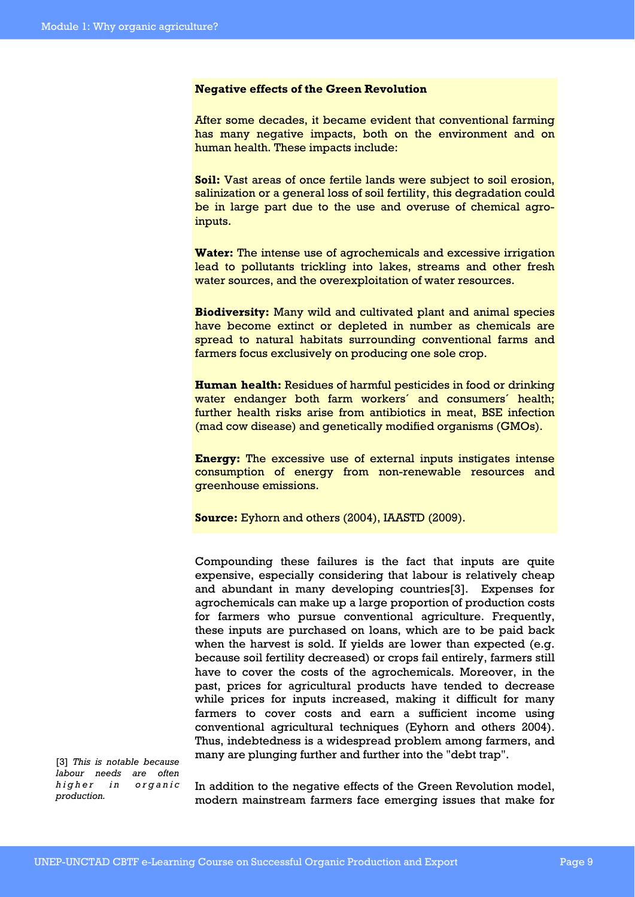**Negative effects of the Green Revolution**

After some decades, it became evident that conventional farming has many negative impacts, both on the environment and on human health. These impacts include:

**Soil:** Vast areas of once fertile lands were subject to soil erosion, salinization or a general loss of soil fertility, this degradation could be in large part due to the use and overuse of chemical agro-inputs.

**Water:** The intense use of agrochemicals and excessive irrigation lead to pollutants trickling into lakes, streams and other fresh water sources, and the overexploitation of water resources.

**Biodiversity:** Many wild and cultivated plant and animal species have become extinct or depleted in number as chemicals are spread to natural habitats surrounding conventional farms and farmers focus exclusively on producing one sole crop.

**Human health:** Residues of harmful pesticides in food or drinking water endanger both farm workers´ and consumers´ health; further health risks arise from antibiotics in meat, BSE infection (mad cow disease) and genetically modified organisms (GMOs).

**Energy:** The excessive use of external inputs instigates intense consumption of energy from non-renewable resources and greenhouse emissions.

**Source:** Eyhorn and others (2004), IAASTD (2009).

Compounding these failures is the fact that inputs are quite expensive, especially considering that labour is relatively cheap and abundant in many developing countries[3]. Expenses for agrochemicals can make up a large proportion of production costs for farmers who pursue conventional agriculture. Frequently, these inputs are purchased on loans, which are to be paid back when the harvest is sold. If yields are lower than expected (e.g. because soil fertility decreased) or crops fail entirely, farmers still have to cover the costs of the agrochemicals. Moreover, in the past, prices for agricultural products have tended to decrease while prices for inputs increased, making it difficult for many farmers to cover costs and earn a sufficient income using conventional agricultural techniques (Eyhorn and others 2004). Thus, indebtedness is a widespread problem among farmers, and many are plunging further and further into the "debt trap".

[3] *This is notable because labour needs are often higher in organic production.*

In addition to the negative effects of the Green Revolution model, modern mainstream farmers face emerging issues that make for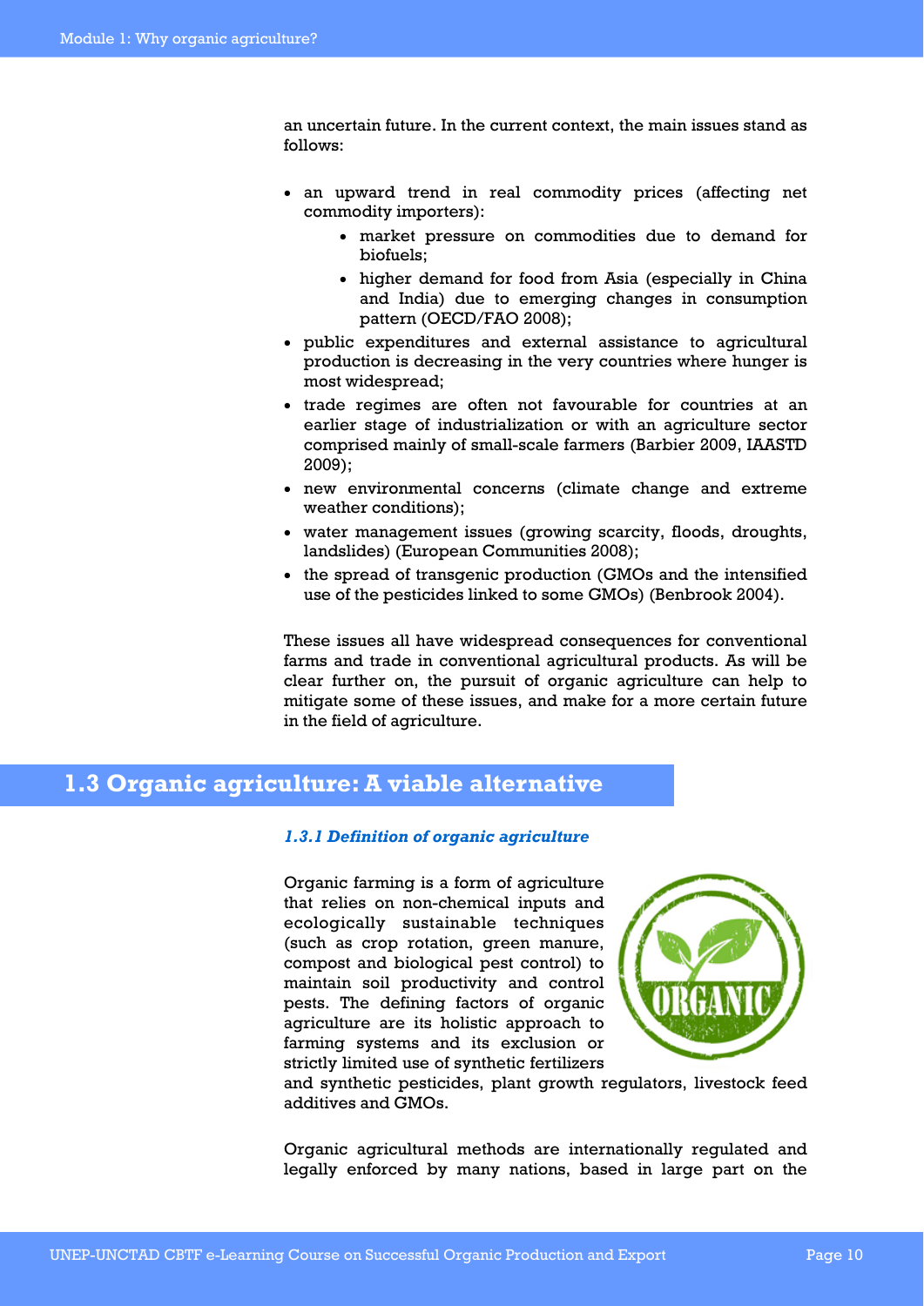an uncertain future. In the current context, the main issues stand as follows:

- an upward trend in real commodity prices (affecting net commodity importers):
  - market pressure on commodities due to demand for biofuels;
  - higher demand for food from Asia (especially in China and India) due to emerging changes in consumption pattern (OECD/FAO 2008);
- public expenditures and external assistance to agricultural production is decreasing in the very countries where hunger is most widespread;
- trade regimes are often not favourable for countries at an earlier stage of industrialization or with an agriculture sector comprised mainly of small-scale farmers (Barbier 2009, IAASTD 2009);
- new environmental concerns (climate change and extreme weather conditions);
- water management issues (growing scarcity, floods, droughts, landslides) (European Communities 2008);
- the spread of transgenic production (GMOs and the intensified use of the pesticides linked to some GMOs) (Benbrook 2004).

These issues all have widespread consequences for conventional farms and trade in conventional agricultural products. As will be clear further on, the pursuit of organic agriculture can help to mitigate some of these issues, and make for a more certain future in the field of agriculture.

## 1.3 Organic agriculture: A viable alternative

### *1.3.1 Definition of organic agriculture*

Organic farming is a form of agriculture that relies on non-chemical inputs and ecologically sustainable techniques (such as crop rotation, green manure, compost and biological pest control) to maintain soil productivity and control pests. The defining factors of organic agriculture are its holistic approach to farming systems and its exclusion or strictly limited use of synthetic fertilizers and synthetic pesticides, plant growth regulators, livestock feed additives and GMOs.

Organic agricultural methods are internationally regulated and legally enforced by many nations, based in large part on the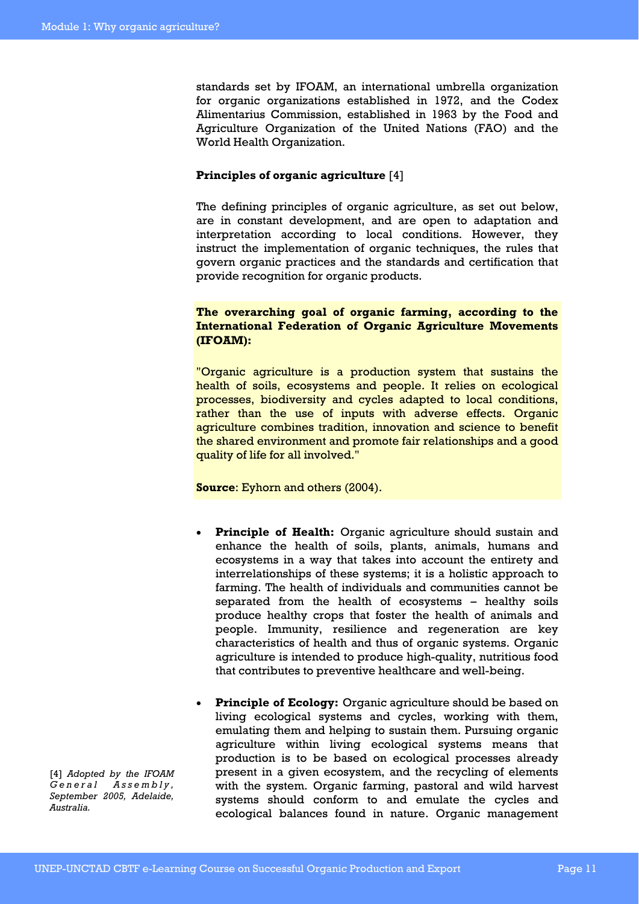standards set by IFOAM, an international umbrella organization for organic organizations established in 1972, and the Codex Alimentarius Commission, established in 1963 by the Food and Agriculture Organization of the United Nations (FAO) and the World Health Organization.

**Principles of organic agriculture** [4]

The defining principles of organic agriculture, as set out below, are in constant development, and are open to adaptation and interpretation according to local conditions. However, they instruct the implementation of organic techniques, the rules that govern organic practices and the standards and certification that provide recognition for organic products.

**The overarching goal of organic farming, according to the International Federation of Organic Agriculture Movements (IFOAM):**

"Organic agriculture is a production system that sustains the health of soils, ecosystems and people. It relies on ecological processes, biodiversity and cycles adapted to local conditions, rather than the use of inputs with adverse effects. Organic agriculture combines tradition, innovation and science to benefit the shared environment and promote fair relationships and a good quality of life for all involved."

**Source**: Eyhorn and others (2004).

- **Principle of Health:** Organic agriculture should sustain and enhance the health of soils, plants, animals, humans and ecosystems in a way that takes into account the entirety and interrelationships of these systems; it is a holistic approach to farming. The health of individuals and communities cannot be separated from the health of ecosystems – healthy soils produce healthy crops that foster the health of animals and people. Immunity, resilience and regeneration are key characteristics of health and thus of organic systems. Organic agriculture is intended to produce high-quality, nutritious food that contributes to preventive healthcare and well-being.

- **Principle of Ecology:** Organic agriculture should be based on living ecological systems and cycles, working with them, emulating them and helping to sustain them. Pursuing organic agriculture within living ecological systems means that production is to be based on ecological processes already present in a given ecosystem, and the recycling of elements with the system. Organic farming, pastoral and wild harvest systems should conform to and emulate the cycles and ecological balances found in nature. Organic management

[4] *Adopted by the IFOAM General Assembly, September 2005, Adelaide, Australia.*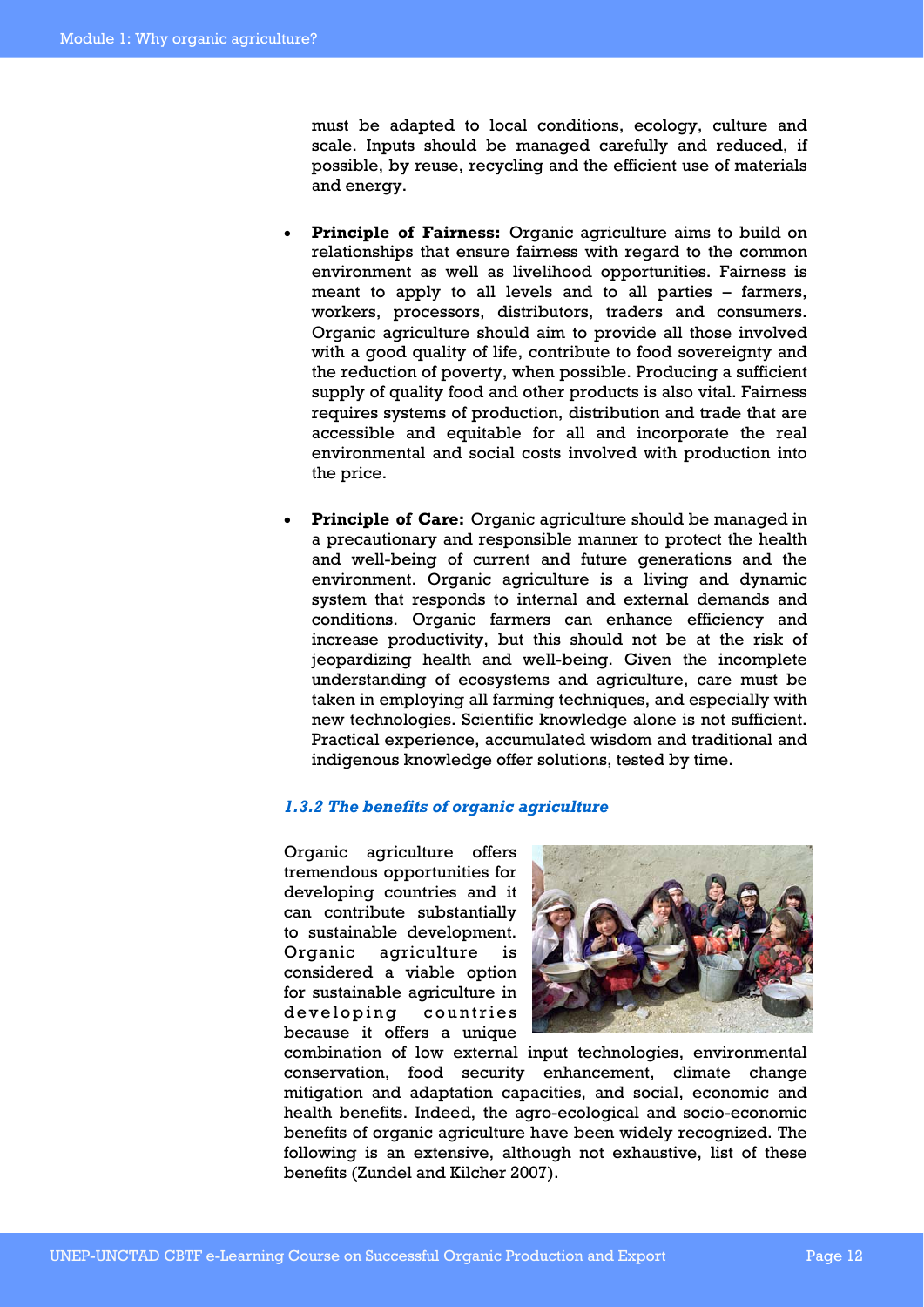must be adapted to local conditions, ecology, culture and scale. Inputs should be managed carefully and reduced, if possible, by reuse, recycling and the efficient use of materials and energy.

- **Principle of Fairness:** Organic agriculture aims to build on relationships that ensure fairness with regard to the common environment as well as livelihood opportunities. Fairness is meant to apply to all levels and to all parties – farmers, workers, processors, distributors, traders and consumers. Organic agriculture should aim to provide all those involved with a good quality of life, contribute to food sovereignty and the reduction of poverty, when possible. Producing a sufficient supply of quality food and other products is also vital. Fairness requires systems of production, distribution and trade that are accessible and equitable for all and incorporate the real environmental and social costs involved with production into the price.

- **Principle of Care:** Organic agriculture should be managed in a precautionary and responsible manner to protect the health and well-being of current and future generations and the environment. Organic agriculture is a living and dynamic system that responds to internal and external demands and conditions. Organic farmers can enhance efficiency and increase productivity, but this should not be at the risk of jeopardizing health and well-being. Given the incomplete understanding of ecosystems and agriculture, care must be taken in employing all farming techniques, and especially with new technologies. Scientific knowledge alone is not sufficient. Practical experience, accumulated wisdom and traditional and indigenous knowledge offer solutions, tested by time.

### *1.3.2 The benefits of organic agriculture*

Organic agriculture offers tremendous opportunities for developing countries and it can contribute substantially to sustainable development. Organic agriculture is considered a viable option for sustainable agriculture in developing countries because it offers a unique combination of low external input technologies, environmental conservation, food security enhancement, climate change mitigation and adaptation capacities, and social, economic and health benefits. Indeed, the agro-ecological and socio-economic benefits of organic agriculture have been widely recognized. The following is an extensive, although not exhaustive, list of these benefits (Zundel and Kilcher 2007).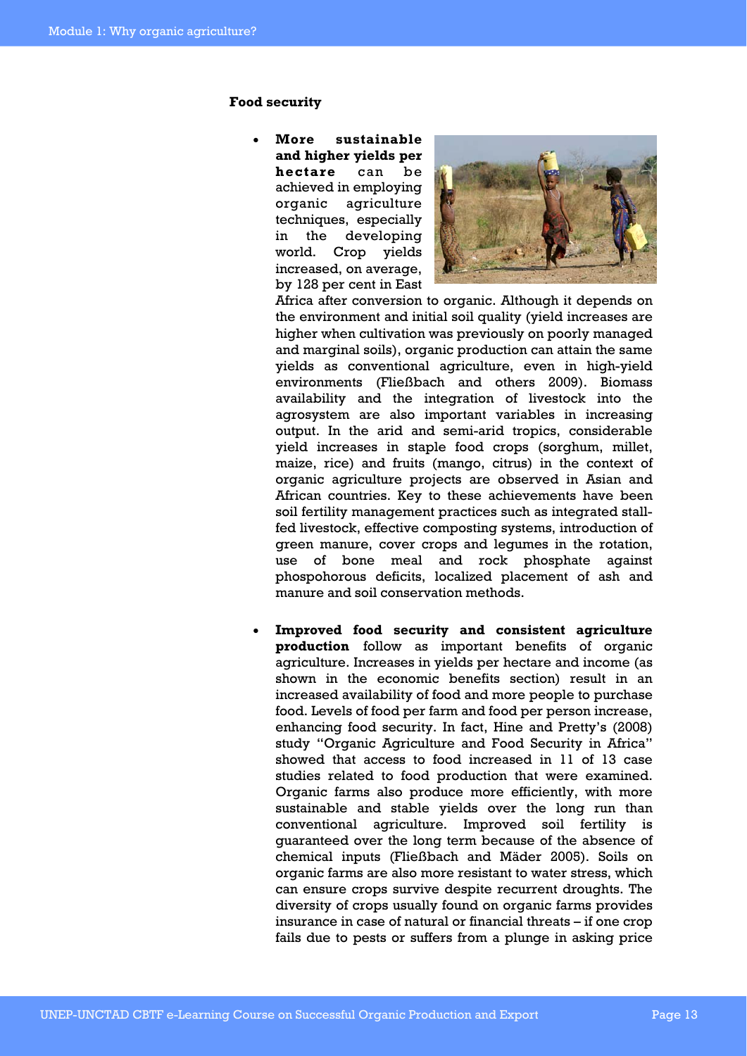**Food security**

- **More sustainable and higher yields per hectare** can be achieved in employing organic agriculture techniques, especially in the developing world. Crop yields increased, on average, by 128 per cent in East Africa after conversion to organic. Although it depends on the environment and initial soil quality (yield increases are higher when cultivation was previously on poorly managed and marginal soils), organic production can attain the same yields as conventional agriculture, even in high-yield environments (Fließbach and others 2009). Biomass availability and the integration of livestock into the agrosystem are also important variables in increasing output. In the arid and semi-arid tropics, considerable yield increases in staple food crops (sorghum, millet, maize, rice) and fruits (mango, citrus) in the context of organic agriculture projects are observed in Asian and African countries. Key to these achievements have been soil fertility management practices such as integrated stall-fed livestock, effective composting systems, introduction of green manure, cover crops and legumes in the rotation, use of bone meal and rock phosphate against phospohorous deficits, localized placement of ash and manure and soil conservation methods.

- **Improved food security and consistent agriculture production** follow as important benefits of organic agriculture. Increases in yields per hectare and income (as shown in the economic benefits section) result in an increased availability of food and more people to purchase food. Levels of food per farm and food per person increase, enhancing food security. In fact, Hine and Pretty's (2008) study "Organic Agriculture and Food Security in Africa" showed that access to food increased in 11 of 13 case studies related to food production that were examined. Organic farms also produce more efficiently, with more sustainable and stable yields over the long run than conventional agriculture. Improved soil fertility is guaranteed over the long term because of the absence of chemical inputs (Fließbach and Mäder 2005). Soils on organic farms are also more resistant to water stress, which can ensure crops survive despite recurrent droughts. The diversity of crops usually found on organic farms provides insurance in case of natural or financial threats – if one crop fails due to pests or suffers from a plunge in asking price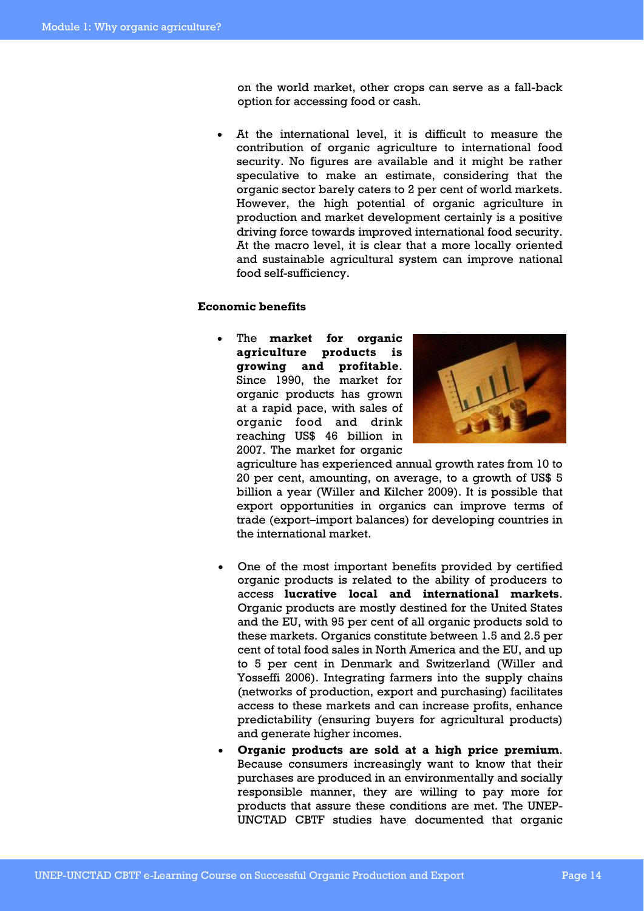on the world market, other crops can serve as a fall-back option for accessing food or cash.

- At the international level, it is difficult to measure the contribution of organic agriculture to international food security. No figures are available and it might be rather speculative to make an estimate, considering that the organic sector barely caters to 2 per cent of world markets. However, the high potential of organic agriculture in production and market development certainly is a positive driving force towards improved international food security. At the macro level, it is clear that a more locally oriented and sustainable agricultural system can improve national food self-sufficiency.

**Economic benefits**

- The **market for organic agriculture products is growing and profitable**. Since 1990, the market for organic products has grown at a rapid pace, with sales of organic food and drink reaching US$ 46 billion in 2007. The market for organic agriculture has experienced annual growth rates from 10 to 20 per cent, amounting, on average, to a growth of US$ 5 billion a year (Willer and Kilcher 2009). It is possible that export opportunities in organics can improve terms of trade (export–import balances) for developing countries in the international market.

- One of the most important benefits provided by certified organic products is related to the ability of producers to access **lucrative local and international markets**. Organic products are mostly destined for the United States and the EU, with 95 per cent of all organic products sold to these markets. Organics constitute between 1.5 and 2.5 per cent of total food sales in North America and the EU, and up to 5 per cent in Denmark and Switzerland (Willer and Yosseffi 2006). Integrating farmers into the supply chains (networks of production, export and purchasing) facilitates access to these markets and can increase profits, enhance predictability (ensuring buyers for agricultural products) and generate higher incomes.
- **Organic products are sold at a high price premium**. Because consumers increasingly want to know that their purchases are produced in an environmentally and socially responsible manner, they are willing to pay more for products that assure these conditions are met. The UNEP-UNCTAD CBTF studies have documented that organic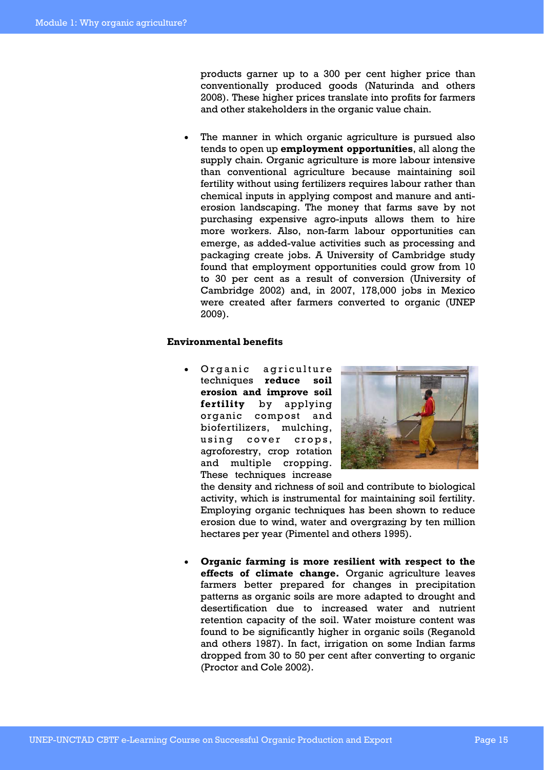products garner up to a 300 per cent higher price than conventionally produced goods (Naturinda and others 2008). These higher prices translate into profits for farmers and other stakeholders in the organic value chain.

- The manner in which organic agriculture is pursued also tends to open up **employment opportunities**, all along the supply chain. Organic agriculture is more labour intensive than conventional agriculture because maintaining soil fertility without using fertilizers requires labour rather than chemical inputs in applying compost and manure and anti-erosion landscaping. The money that farms save by not purchasing expensive agro-inputs allows them to hire more workers. Also, non-farm labour opportunities can emerge, as added-value activities such as processing and packaging create jobs. A University of Cambridge study found that employment opportunities could grow from 10 to 30 per cent as a result of conversion (University of Cambridge 2002) and, in 2007, 178,000 jobs in Mexico were created after farmers converted to organic (UNEP 2009).

**Environmental benefits**

- Organic agriculture techniques **reduce soil erosion and improve soil fertility** by applying organic compost and biofertilizers, mulching, using cover crops, agroforestry, crop rotation and multiple cropping. These techniques increase the density and richness of soil and contribute to biological activity, which is instrumental for maintaining soil fertility. Employing organic techniques has been shown to reduce erosion due to wind, water and overgrazing by ten million hectares per year (Pimentel and others 1995).

- **Organic farming is more resilient with respect to the effects of climate change.** Organic agriculture leaves farmers better prepared for changes in precipitation patterns as organic soils are more adapted to drought and desertification due to increased water and nutrient retention capacity of the soil. Water moisture content was found to be significantly higher in organic soils (Reganold and others 1987). In fact, irrigation on some Indian farms dropped from 30 to 50 per cent after converting to organic (Proctor and Cole 2002).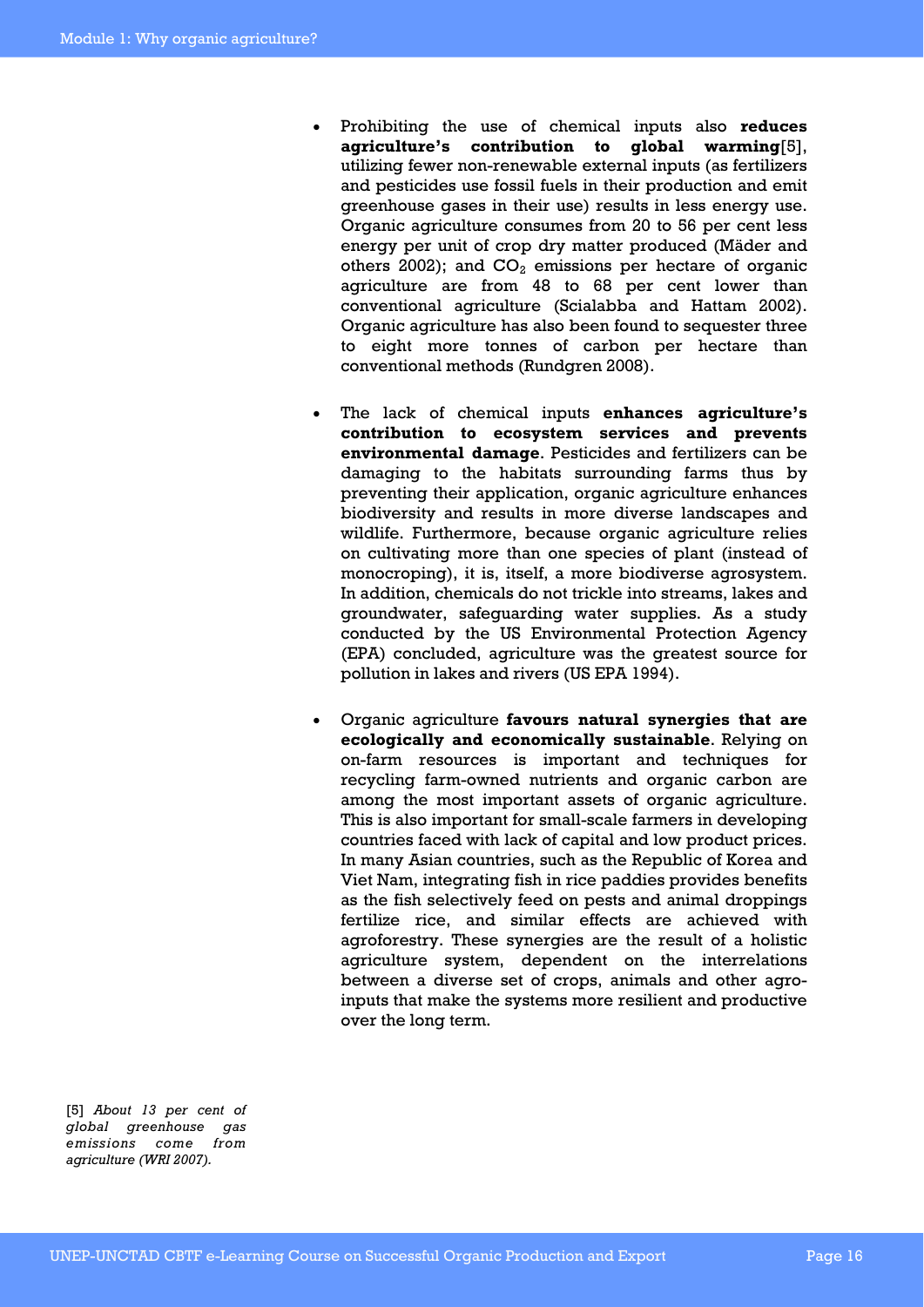- Prohibiting the use of chemical inputs also **reduces agriculture's contribution to global warming**[5], utilizing fewer non-renewable external inputs (as fertilizers and pesticides use fossil fuels in their production and emit greenhouse gases in their use) results in less energy use. Organic agriculture consumes from 20 to 56 per cent less energy per unit of crop dry matter produced (Mäder and others 2002); and $CO_2$ emissions per hectare of organic agriculture are from 48 to 68 per cent lower than conventional agriculture (Scialabba and Hattam 2002). Organic agriculture has also been found to sequester three to eight more tonnes of carbon per hectare than conventional methods (Rundgren 2008).

- The lack of chemical inputs **enhances agriculture's contribution to ecosystem services and prevents environmental damage**. Pesticides and fertilizers can be damaging to the habitats surrounding farms thus by preventing their application, organic agriculture enhances biodiversity and results in more diverse landscapes and wildlife. Furthermore, because organic agriculture relies on cultivating more than one species of plant (instead of monocropping), it is, itself, a more biodiverse agrosystem. In addition, chemicals do not trickle into streams, lakes and groundwater, safeguarding water supplies. As a study conducted by the US Environmental Protection Agency (EPA) concluded, agriculture was the greatest source for pollution in lakes and rivers (US EPA 1994).

- Organic agriculture **favours natural synergies that are ecologically and economically sustainable**. Relying on on-farm resources is important and techniques for recycling farm-owned nutrients and organic carbon are among the most important assets of organic agriculture. This is also important for small-scale farmers in developing countries faced with lack of capital and low product prices. In many Asian countries, such as the Republic of Korea and Viet Nam, integrating fish in rice paddies provides benefits as the fish selectively feed on pests and animal droppings fertilize rice, and similar effects are achieved with agroforestry. These synergies are the result of a holistic agriculture system, dependent on the interrelations between a diverse set of crops, animals and other agro-inputs that make the systems more resilient and productive over the long term.

[5] *About 13 per cent of global greenhouse gas emissions come from agriculture (WRI 2007).*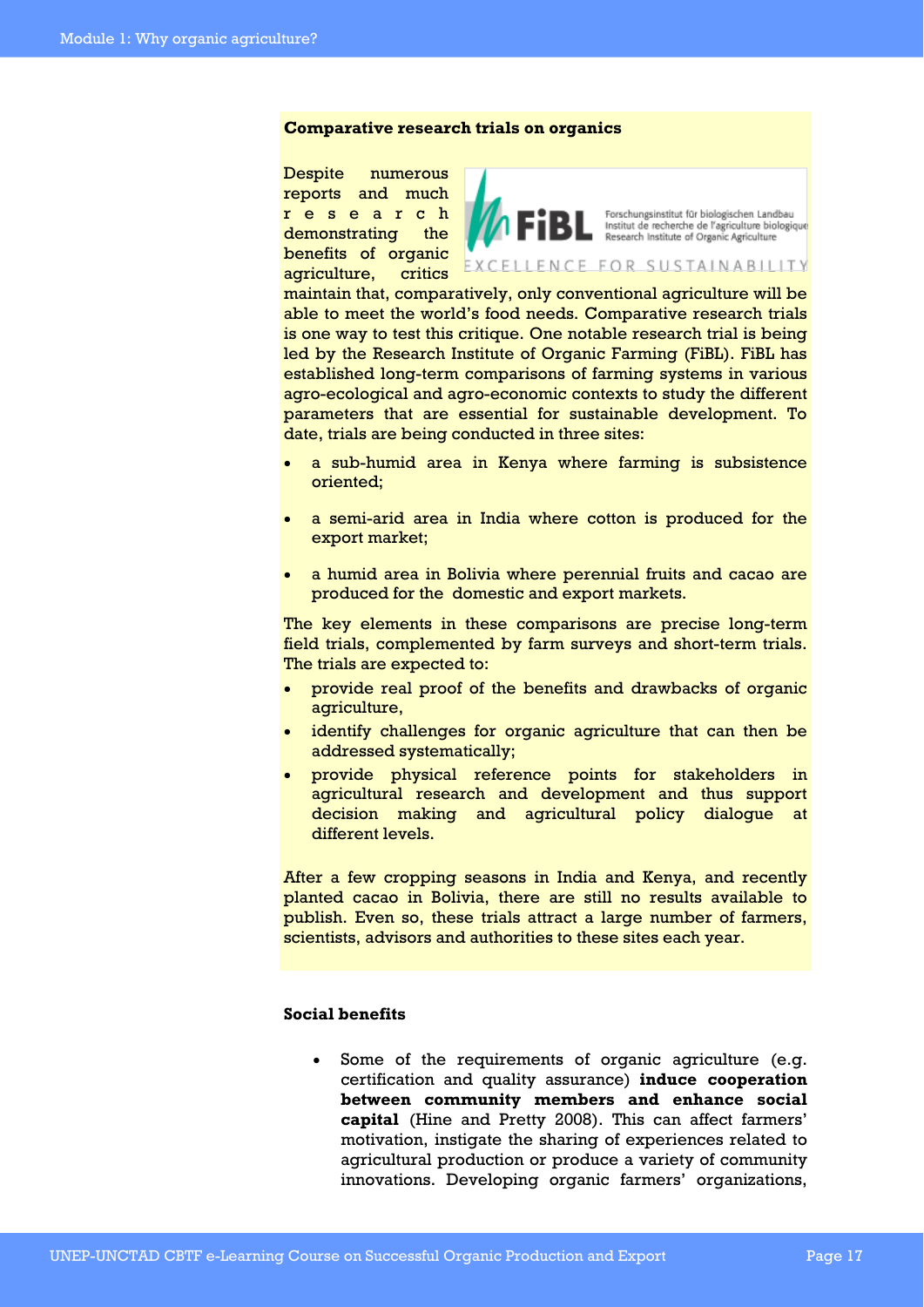**Comparative research trials on organics**

Despite numerous reports and much research demonstrating the benefits of organic agriculture, critics maintain that, comparatively, only conventional agriculture will be able to meet the world's food needs. Comparative research trials is one way to test this critique. One notable research trial is being led by the Research Institute of Organic Farming (FiBL). FiBL has established long-term comparisons of farming systems in various agro-ecological and agro-economic contexts to study the different parameters that are essential for sustainable development. To date, trials are being conducted in three sites:

- a sub-humid area in Kenya where farming is subsistence oriented;
- a semi-arid area in India where cotton is produced for the export market;
- a humid area in Bolivia where perennial fruits and cacao are produced for the domestic and export markets.

The key elements in these comparisons are precise long-term field trials, complemented by farm surveys and short-term trials. The trials are expected to:

- provide real proof of the benefits and drawbacks of organic agriculture,
- identify challenges for organic agriculture that can then be addressed systematically;
- provide physical reference points for stakeholders in agricultural research and development and thus support decision making and agricultural policy dialogue at different levels.

After a few cropping seasons in India and Kenya, and recently planted cacao in Bolivia, there are still no results available to publish. Even so, these trials attract a large number of farmers, scientists, advisors and authorities to these sites each year.

**Social benefits**

- Some of the requirements of organic agriculture (e.g. certification and quality assurance) **induce cooperation between community members and enhance social capital** (Hine and Pretty 2008). This can affect farmers' motivation, instigate the sharing of experiences related to agricultural production or produce a variety of community innovations. Developing organic farmers' organizations,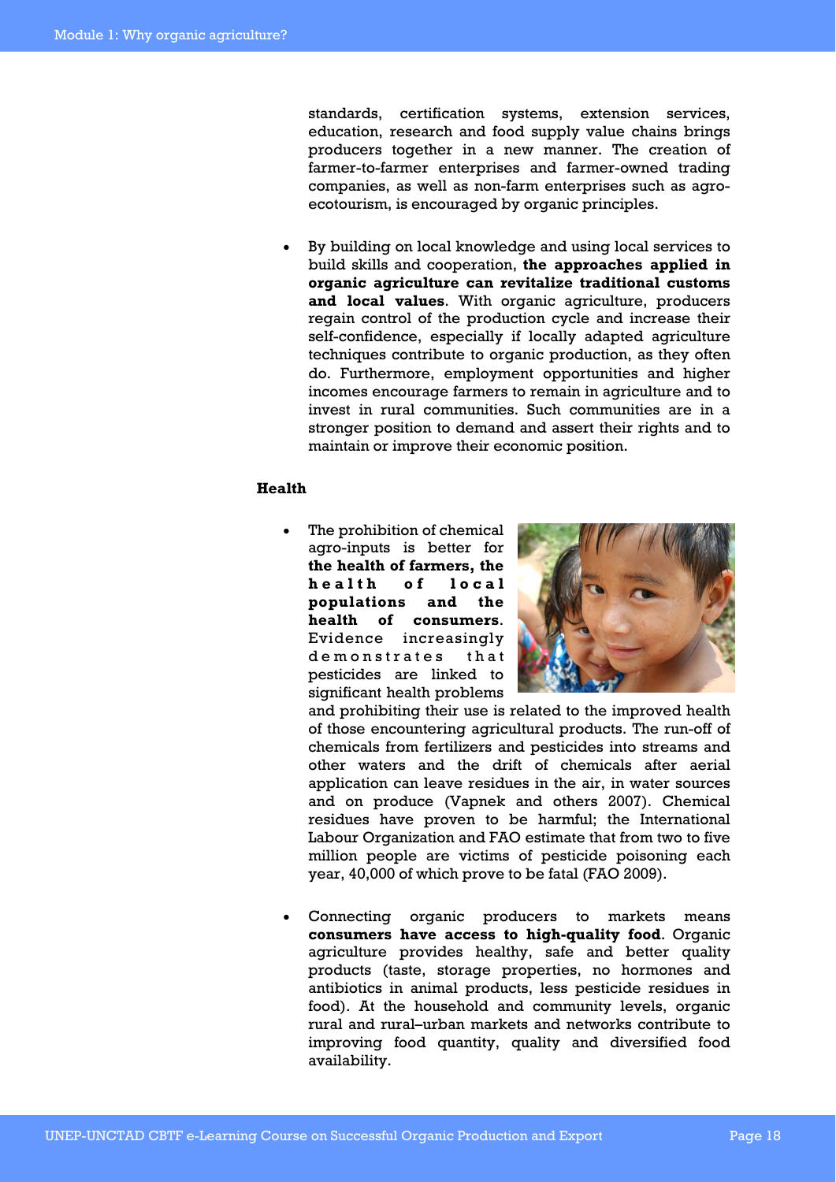standards, certification systems, extension services, education, research and food supply value chains brings producers together in a new manner. The creation of farmer-to-farmer enterprises and farmer-owned trading companies, as well as non-farm enterprises such as agro-ecotourism, is encouraged by organic principles.

- By building on local knowledge and using local services to build skills and cooperation, **the approaches applied in organic agriculture can revitalize traditional customs and local values**. With organic agriculture, producers regain control of the production cycle and increase their self-confidence, especially if locally adapted agriculture techniques contribute to organic production, as they often do. Furthermore, employment opportunities and higher incomes encourage farmers to remain in agriculture and to invest in rural communities. Such communities are in a stronger position to demand and assert their rights and to maintain or improve their economic position.

**Health**

- The prohibition of chemical agro-inputs is better for **the health of farmers, the health of local populations and the health of consumers**. Evidence increasingly demonstrates that pesticides are linked to significant health problems and prohibiting their use is related to the improved health of those encountering agricultural products. The run-off of chemicals from fertilizers and pesticides into streams and other waters and the drift of chemicals after aerial application can leave residues in the air, in water sources and on produce (Vapnek and others 2007). Chemical residues have proven to be harmful; the International Labour Organization and FAO estimate that from two to five million people are victims of pesticide poisoning each year, 40,000 of which prove to be fatal (FAO 2009).

- Connecting organic producers to markets means **consumers have access to high-quality food**. Organic agriculture provides healthy, safe and better quality products (taste, storage properties, no hormones and antibiotics in animal products, less pesticide residues in food). At the household and community levels, organic rural and rural–urban markets and networks contribute to improving food quantity, quality and diversified food availability.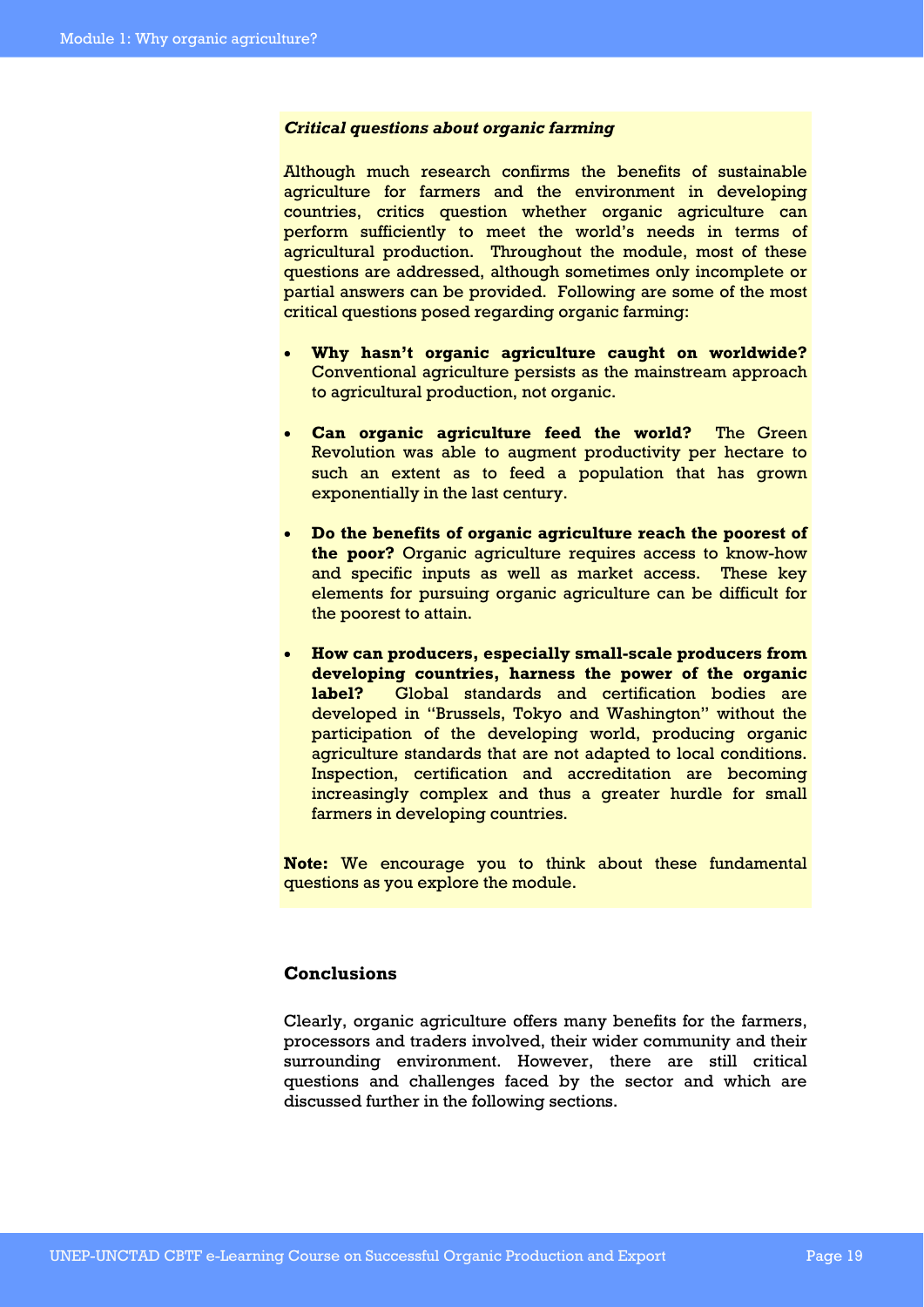### *Critical questions about organic farming*

Although much research confirms the benefits of sustainable agriculture for farmers and the environment in developing countries, critics question whether organic agriculture can perform sufficiently to meet the world's needs in terms of agricultural production. Throughout the module, most of these questions are addressed, although sometimes only incomplete or partial answers can be provided. Following are some of the most critical questions posed regarding organic farming:

- **Why hasn't organic agriculture caught on worldwide?** Conventional agriculture persists as the mainstream approach to agricultural production, not organic.
- **Can organic agriculture feed the world?** The Green Revolution was able to augment productivity per hectare to such an extent as to feed a population that has grown exponentially in the last century.
- **Do the benefits of organic agriculture reach the poorest of the poor?** Organic agriculture requires access to know-how and specific inputs as well as market access. These key elements for pursuing organic agriculture can be difficult for the poorest to attain.
- **How can producers, especially small-scale producers from developing countries, harness the power of the organic label?** Global standards and certification bodies are developed in "Brussels, Tokyo and Washington" without the participation of the developing world, producing organic agriculture standards that are not adapted to local conditions. Inspection, certification and accreditation are becoming increasingly complex and thus a greater hurdle for small farmers in developing countries.

**Note:** We encourage you to think about these fundamental questions as you explore the module.

### Conclusions

Clearly, organic agriculture offers many benefits for the farmers, processors and traders involved, their wider community and their surrounding environment. However, there are still critical questions and challenges faced by the sector and which are discussed further in the following sections.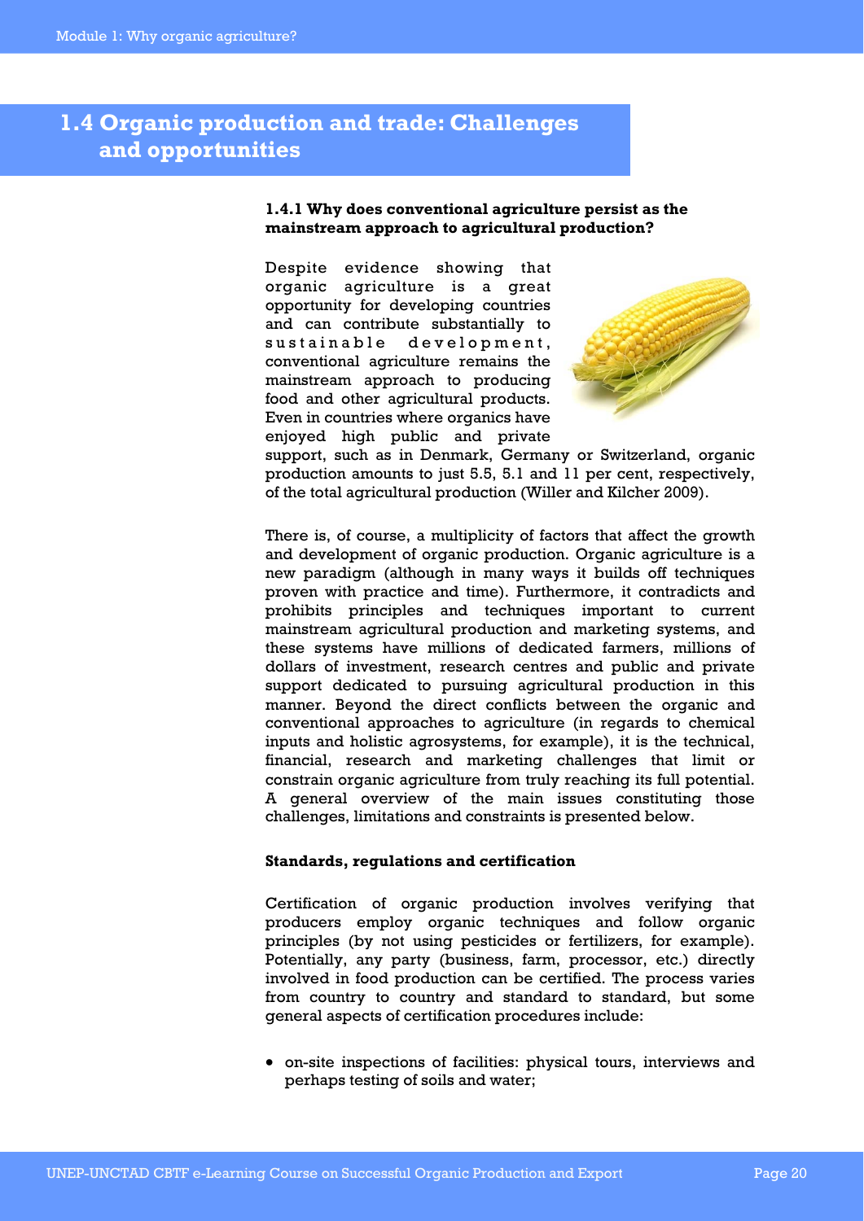## 1.4 Organic production and trade: Challenges and opportunities

### 1.4.1 Why does conventional agriculture persist as the mainstream approach to agricultural production?

Despite evidence showing that organic agriculture is a great opportunity for developing countries and can contribute substantially to sustainable development, conventional agriculture remains the mainstream approach to producing food and other agricultural products. Even in countries where organics have enjoyed high public and private support, such as in Denmark, Germany or Switzerland, organic production amounts to just 5.5, 5.1 and 11 per cent, respectively, of the total agricultural production (Willer and Kilcher 2009).

There is, of course, a multiplicity of factors that affect the growth and development of organic production. Organic agriculture is a new paradigm (although in many ways it builds off techniques proven with practice and time). Furthermore, it contradicts and prohibits principles and techniques important to current mainstream agricultural production and marketing systems, and these systems have millions of dedicated farmers, millions of dollars of investment, research centres and public and private support dedicated to pursuing agricultural production in this manner. Beyond the direct conflicts between the organic and conventional approaches to agriculture (in regards to chemical inputs and holistic agrosystems, for example), it is the technical, financial, research and marketing challenges that limit or constrain organic agriculture from truly reaching its full potential. A general overview of the main issues constituting those challenges, limitations and constraints is presented below.

**Standards, regulations and certification**

Certification of organic production involves verifying that producers employ organic techniques and follow organic principles (by not using pesticides or fertilizers, for example). Potentially, any party (business, farm, processor, etc.) directly involved in food production can be certified. The process varies from country to country and standard to standard, but some general aspects of certification procedures include:

- on-site inspections of facilities: physical tours, interviews and perhaps testing of soils and water;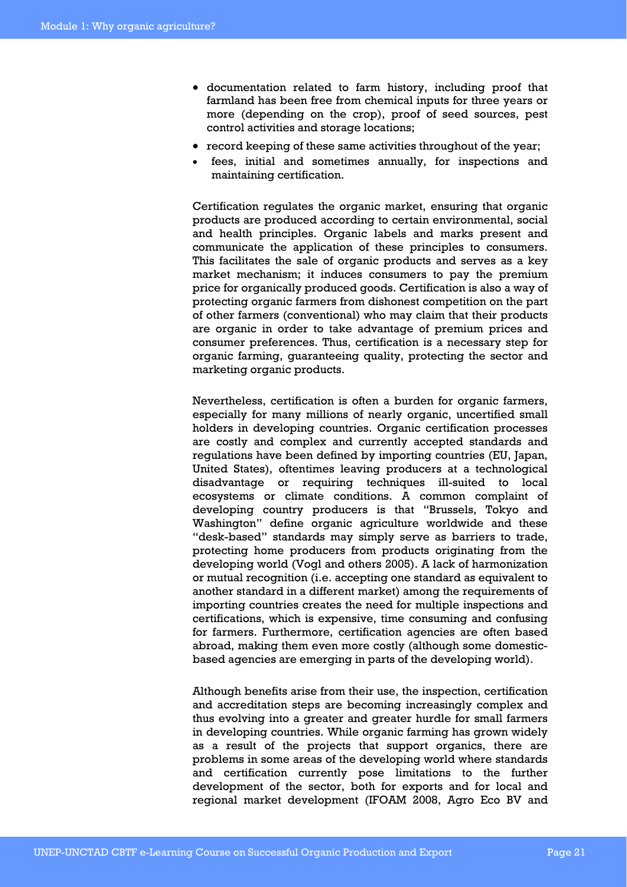- documentation related to farm history, including proof that farmland has been free from chemical inputs for three years or more (depending on the crop), proof of seed sources, pest control activities and storage locations;
- record keeping of these same activities throughout of the year;
- fees, initial and sometimes annually, for inspections and maintaining certification.

Certification regulates the organic market, ensuring that organic products are produced according to certain environmental, social and health principles. Organic labels and marks present and communicate the application of these principles to consumers. This facilitates the sale of organic products and serves as a key market mechanism; it induces consumers to pay the premium price for organically produced goods. Certification is also a way of protecting organic farmers from dishonest competition on the part of other farmers (conventional) who may claim that their products are organic in order to take advantage of premium prices and consumer preferences. Thus, certification is a necessary step for organic farming, guaranteeing quality, protecting the sector and marketing organic products.

Nevertheless, certification is often a burden for organic farmers, especially for many millions of nearly organic, uncertified small holders in developing countries. Organic certification processes are costly and complex and currently accepted standards and regulations have been defined by importing countries (EU, Japan, United States), oftentimes leaving producers at a technological disadvantage or requiring techniques ill-suited to local ecosystems or climate conditions. A common complaint of developing country producers is that "Brussels, Tokyo and Washington" define organic agriculture worldwide and these "desk-based" standards may simply serve as barriers to trade, protecting home producers from products originating from the developing world (Vogl and others 2005). A lack of harmonization or mutual recognition (i.e. accepting one standard as equivalent to another standard in a different market) among the requirements of importing countries creates the need for multiple inspections and certifications, which is expensive, time consuming and confusing for farmers. Furthermore, certification agencies are often based abroad, making them even more costly (although some domestic-based agencies are emerging in parts of the developing world).

Although benefits arise from their use, the inspection, certification and accreditation steps are becoming increasingly complex and thus evolving into a greater and greater hurdle for small farmers in developing countries. While organic farming has grown widely as a result of the projects that support organics, there are problems in some areas of the developing world where standards and certification currently pose limitations to the further development of the sector, both for exports and for local and regional market development (IFOAM 2008, Agro Eco BV and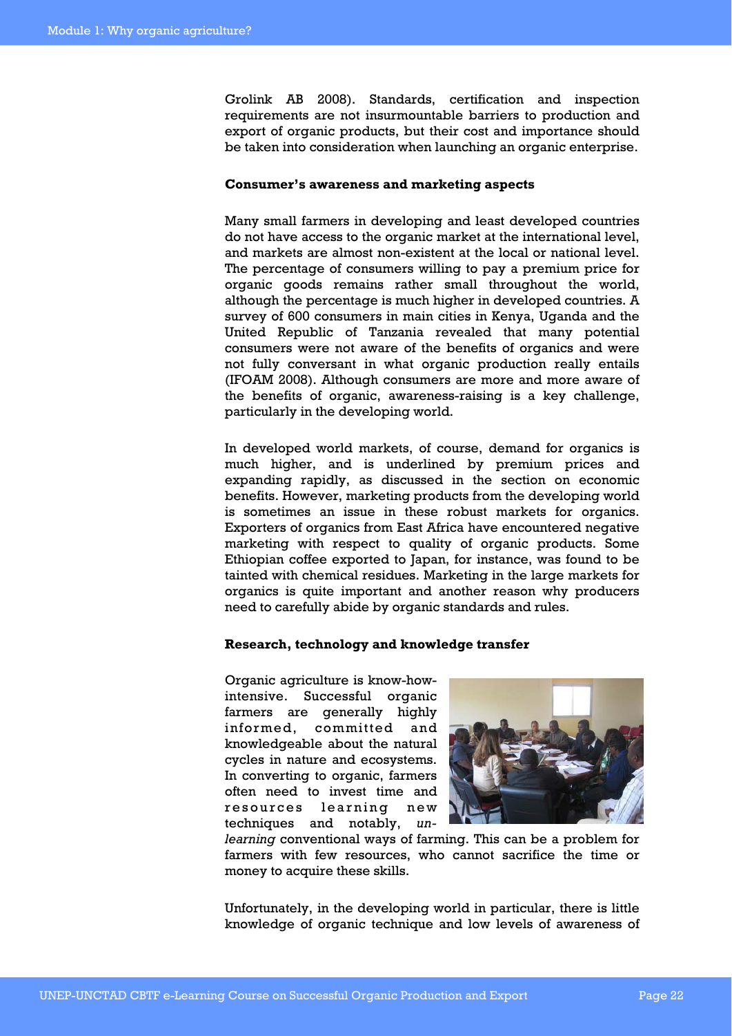Grolink AB 2008). Standards, certification and inspection requirements are not insurmountable barriers to production and export of organic products, but their cost and importance should be taken into consideration when launching an organic enterprise.

**Consumer's awareness and marketing aspects**

Many small farmers in developing and least developed countries do not have access to the organic market at the international level, and markets are almost non-existent at the local or national level. The percentage of consumers willing to pay a premium price for organic goods remains rather small throughout the world, although the percentage is much higher in developed countries. A survey of 600 consumers in main cities in Kenya, Uganda and the United Republic of Tanzania revealed that many potential consumers were not aware of the benefits of organics and were not fully conversant in what organic production really entails (IFOAM 2008). Although consumers are more and more aware of the benefits of organic, awareness-raising is a key challenge, particularly in the developing world.

In developed world markets, of course, demand for organics is much higher, and is underlined by premium prices and expanding rapidly, as discussed in the section on economic benefits. However, marketing products from the developing world is sometimes an issue in these robust markets for organics. Exporters of organics from East Africa have encountered negative marketing with respect to quality of organic products. Some Ethiopian coffee exported to Japan, for instance, was found to be tainted with chemical residues. Marketing in the large markets for organics is quite important and another reason why producers need to carefully abide by organic standards and rules.

**Research, technology and knowledge transfer**

Organic agriculture is know-how-intensive. Successful organic farmers are generally highly informed, committed and knowledgeable about the natural cycles in nature and ecosystems. In converting to organic, farmers often need to invest time and resources learning new techniques and notably, *un-learning* conventional ways of farming. This can be a problem for farmers with few resources, who cannot sacrifice the time or money to acquire these skills.

Unfortunately, in the developing world in particular, there is little knowledge of organic technique and low levels of awareness of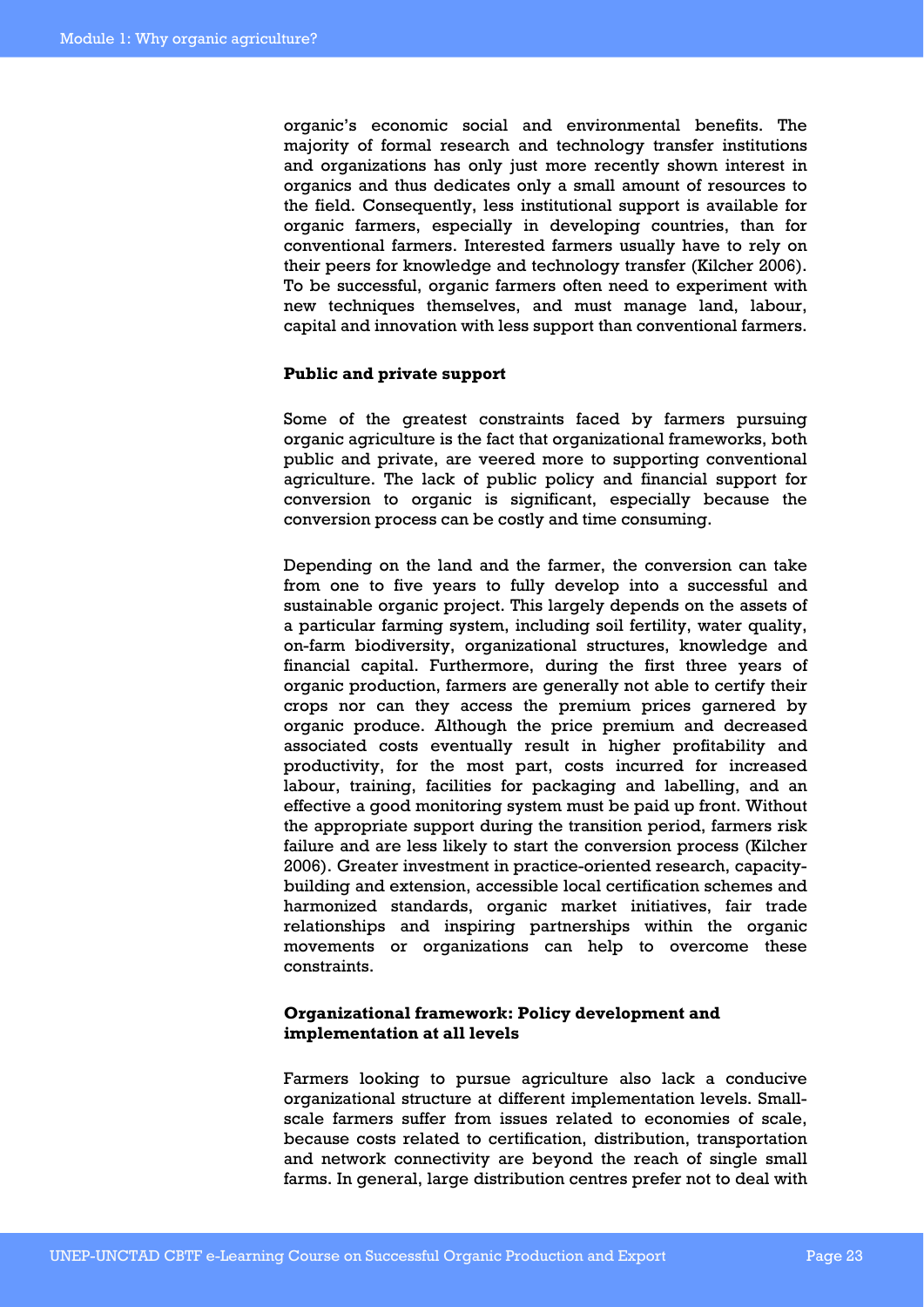organic's economic social and environmental benefits. The majority of formal research and technology transfer institutions and organizations has only just more recently shown interest in organics and thus dedicates only a small amount of resources to the field. Consequently, less institutional support is available for organic farmers, especially in developing countries, than for conventional farmers. Interested farmers usually have to rely on their peers for knowledge and technology transfer (Kilcher 2006). To be successful, organic farmers often need to experiment with new techniques themselves, and must manage land, labour, capital and innovation with less support than conventional farmers.

**Public and private support**

Some of the greatest constraints faced by farmers pursuing organic agriculture is the fact that organizational frameworks, both public and private, are veered more to supporting conventional agriculture. The lack of public policy and financial support for conversion to organic is significant, especially because the conversion process can be costly and time consuming.

Depending on the land and the farmer, the conversion can take from one to five years to fully develop into a successful and sustainable organic project. This largely depends on the assets of a particular farming system, including soil fertility, water quality, on-farm biodiversity, organizational structures, knowledge and financial capital. Furthermore, during the first three years of organic production, farmers are generally not able to certify their crops nor can they access the premium prices garnered by organic produce. Although the price premium and decreased associated costs eventually result in higher profitability and productivity, for the most part, costs incurred for increased labour, training, facilities for packaging and labelling, and an effective a good monitoring system must be paid up front. Without the appropriate support during the transition period, farmers risk failure and are less likely to start the conversion process (Kilcher 2006). Greater investment in practice-oriented research, capacity-building and extension, accessible local certification schemes and harmonized standards, organic market initiatives, fair trade relationships and inspiring partnerships within the organic movements or organizations can help to overcome these constraints.

**Organizational framework: Policy development and implementation at all levels**

Farmers looking to pursue agriculture also lack a conducive organizational structure at different implementation levels. Small-scale farmers suffer from issues related to economies of scale, because costs related to certification, distribution, transportation and network connectivity are beyond the reach of single small farms. In general, large distribution centres prefer not to deal with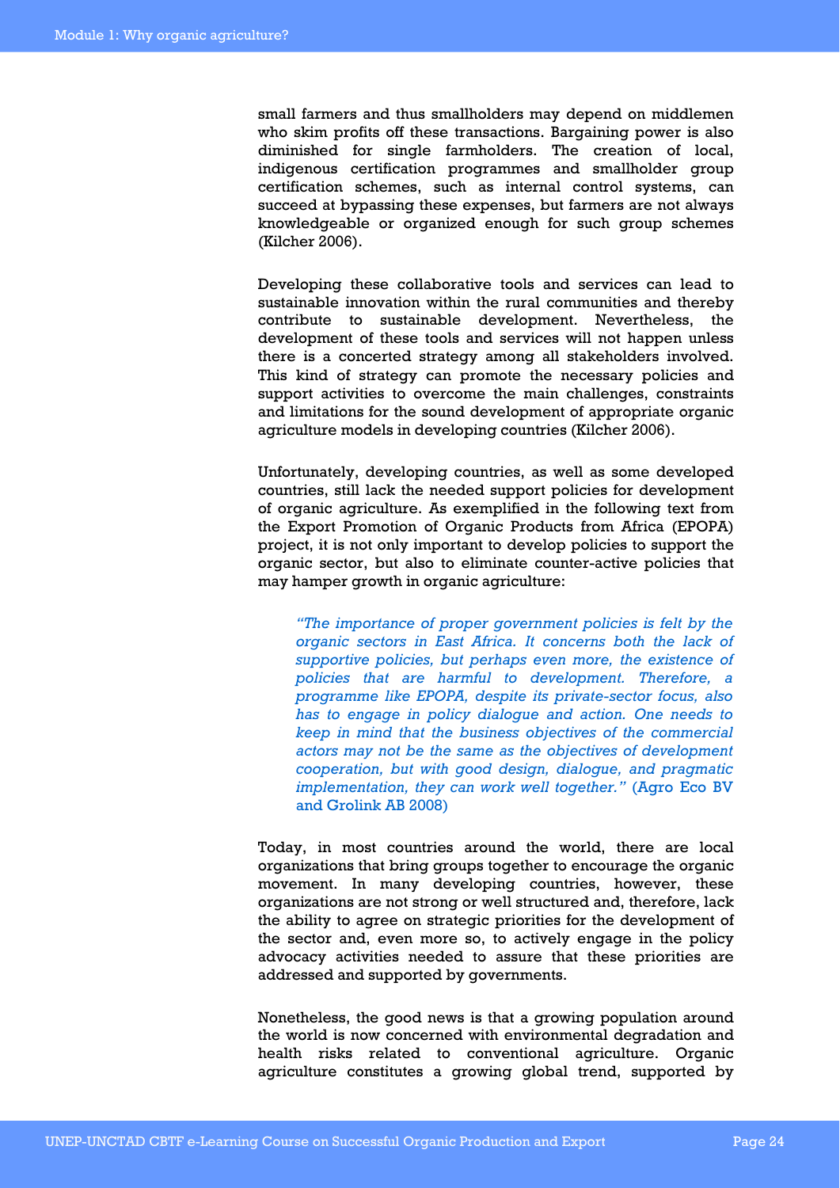small farmers and thus smallholders may depend on middlemen who skim profits off these transactions. Bargaining power is also diminished for single farmholders. The creation of local, indigenous certification programmes and smallholder group certification schemes, such as internal control systems, can succeed at bypassing these expenses, but farmers are not always knowledgeable or organized enough for such group schemes (Kilcher 2006).

Developing these collaborative tools and services can lead to sustainable innovation within the rural communities and thereby contribute to sustainable development. Nevertheless, the development of these tools and services will not happen unless there is a concerted strategy among all stakeholders involved. This kind of strategy can promote the necessary policies and support activities to overcome the main challenges, constraints and limitations for the sound development of appropriate organic agriculture models in developing countries (Kilcher 2006).

Unfortunately, developing countries, as well as some developed countries, still lack the needed support policies for development of organic agriculture. As exemplified in the following text from the Export Promotion of Organic Products from Africa (EPOPA) project, it is not only important to develop policies to support the organic sector, but also to eliminate counter-active policies that may hamper growth in organic agriculture:

> *"The importance of proper government policies is felt by the organic sectors in East Africa. It concerns both the lack of supportive policies, but perhaps even more, the existence of policies that are harmful to development. Therefore, a programme like EPOPA, despite its private-sector focus, also has to engage in policy dialogue and action. One needs to keep in mind that the business objectives of the commercial actors may not be the same as the objectives of development cooperation, but with good design, dialogue, and pragmatic implementation, they can work well together."* (Agro Eco BV and Grolink AB 2008)

Today, in most countries around the world, there are local organizations that bring groups together to encourage the organic movement. In many developing countries, however, these organizations are not strong or well structured and, therefore, lack the ability to agree on strategic priorities for the development of the sector and, even more so, to actively engage in the policy advocacy activities needed to assure that these priorities are addressed and supported by governments.

Nonetheless, the good news is that a growing population around the world is now concerned with environmental degradation and health risks related to conventional agriculture. Organic agriculture constitutes a growing global trend, supported by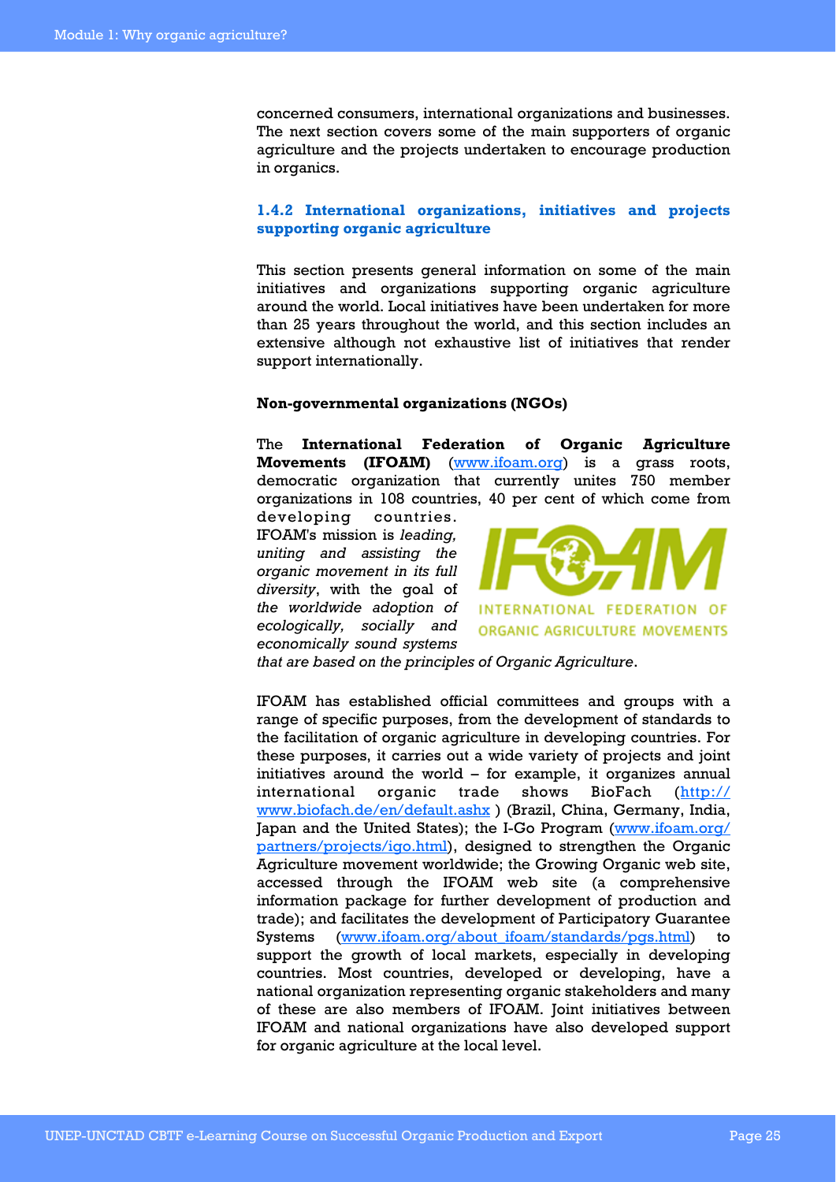concerned consumers, international organizations and businesses. The next section covers some of the main supporters of organic agriculture and the projects undertaken to encourage production in organics.

### 1.4.2 International organizations, initiatives and projects supporting organic agriculture

This section presents general information on some of the main initiatives and organizations supporting organic agriculture around the world. Local initiatives have been undertaken for more than 25 years throughout the world, and this section includes an extensive although not exhaustive list of initiatives that render support internationally.

**Non-governmental organizations (NGOs)**

The **International Federation of Organic Agriculture Movements (IFOAM)** (www.ifoam.org) is a grass roots, democratic organization that currently unites 750 member organizations in 108 countries, 40 per cent of which come from developing countries. IFOAM's mission is *leading, uniting and assisting the organic movement in its full diversity*, with the goal of *the worldwide adoption of ecologically, socially and economically sound systems that are based on the principles of Organic Agriculture*.

IFOAM has established official committees and groups with a range of specific purposes, from the development of standards to the facilitation of organic agriculture in developing countries. For these purposes, it carries out a wide variety of projects and joint initiatives around the world – for example, it organizes annual international organic trade shows BioFach (http://www.biofach.de/en/default.ashx ) (Brazil, China, Germany, India, Japan and the United States); the I-Go Program (www.ifoam.org/partners/projects/igo.html), designed to strengthen the Organic Agriculture movement worldwide; the Growing Organic web site, accessed through the IFOAM web site (a comprehensive information package for further development of production and trade); and facilitates the development of Participatory Guarantee Systems (www.ifoam.org/about_ifoam/standards/pgs.html) to support the growth of local markets, especially in developing countries. Most countries, developed or developing, have a national organization representing organic stakeholders and many of these are also members of IFOAM. Joint initiatives between IFOAM and national organizations have also developed support for organic agriculture at the local level.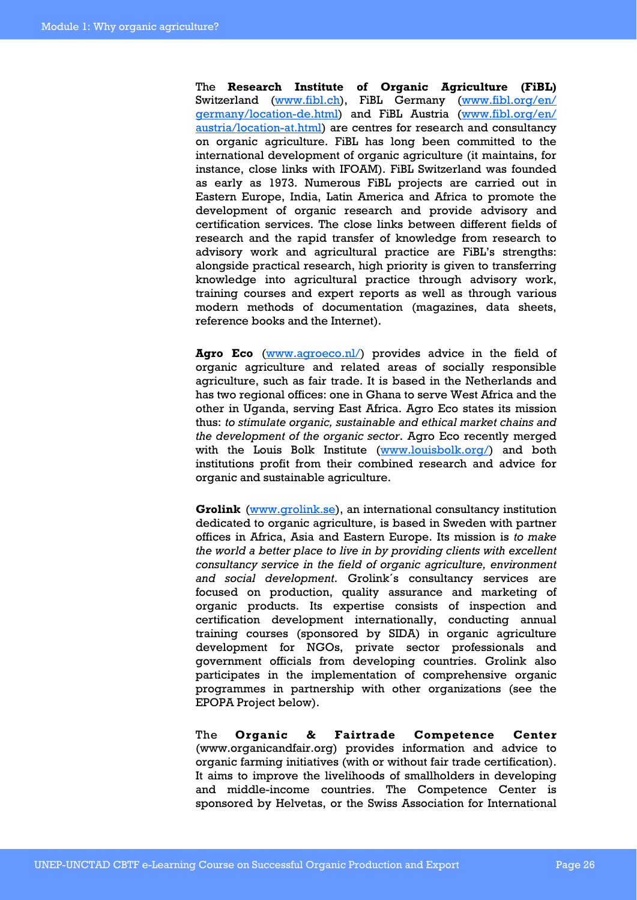The **Research Institute of Organic Agriculture (FiBL)** Switzerland (www.fibl.ch), FiBL Germany (www.fibl.org/en/germany/location-de.html) and FiBL Austria (www.fibl.org/en/austria/location-at.html) are centres for research and consultancy on organic agriculture. FiBL has long been committed to the international development of organic agriculture (it maintains, for instance, close links with IFOAM). FiBL Switzerland was founded as early as 1973. Numerous FiBL projects are carried out in Eastern Europe, India, Latin America and Africa to promote the development of organic research and provide advisory and certification services. The close links between different fields of research and the rapid transfer of knowledge from research to advisory work and agricultural practice are FiBL's strengths: alongside practical research, high priority is given to transferring knowledge into agricultural practice through advisory work, training courses and expert reports as well as through various modern methods of documentation (magazines, data sheets, reference books and the Internet).

**Agro Eco** (www.agroeco.nl/) provides advice in the field of organic agriculture and related areas of socially responsible agriculture, such as fair trade. It is based in the Netherlands and has two regional offices: one in Ghana to serve West Africa and the other in Uganda, serving East Africa. Agro Eco states its mission thus: *to stimulate organic, sustainable and ethical market chains and the development of the organic sector*. Agro Eco recently merged with the Louis Bolk Institute (www.louisbolk.org/) and both institutions profit from their combined research and advice for organic and sustainable agriculture.

**Grolink** (www.grolink.se), an international consultancy institution dedicated to organic agriculture, is based in Sweden with partner offices in Africa, Asia and Eastern Europe. Its mission is *to make the world a better place to live in by providing clients with excellent consultancy service in the field of organic agriculture, environment and social development*. Grolink´s consultancy services are focused on production, quality assurance and marketing of organic products. Its expertise consists of inspection and certification development internationally, conducting annual training courses (sponsored by SIDA) in organic agriculture development for NGOs, private sector professionals and government officials from developing countries. Grolink also participates in the implementation of comprehensive organic programmes in partnership with other organizations (see the EPOPA Project below).

The **Organic & Fairtrade Competence Center** (www.organicandfair.org) provides information and advice to organic farming initiatives (with or without fair trade certification). It aims to improve the livelihoods of smallholders in developing and middle-income countries. The Competence Center is sponsored by Helvetas, or the Swiss Association for International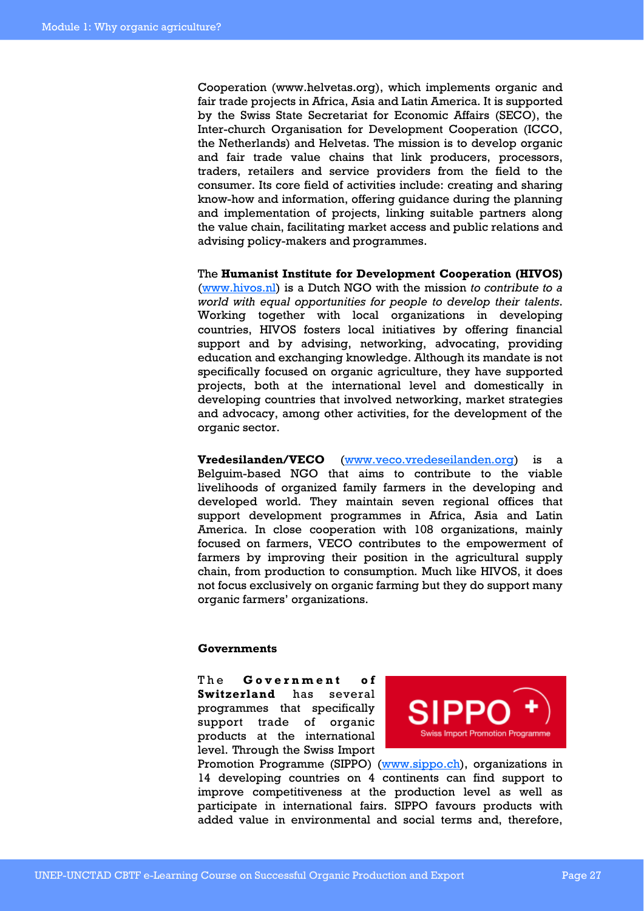Cooperation (www.helvetas.org), which implements organic and fair trade projects in Africa, Asia and Latin America. It is supported by the Swiss State Secretariat for Economic Affairs (SECO), the Inter-church Organisation for Development Cooperation (ICCO, the Netherlands) and Helvetas. The mission is to develop organic and fair trade value chains that link producers, processors, traders, retailers and service providers from the field to the consumer. Its core field of activities include: creating and sharing know-how and information, offering guidance during the planning and implementation of projects, linking suitable partners along the value chain, facilitating market access and public relations and advising policy-makers and programmes.

The **Humanist Institute for Development Cooperation (HIVOS)** (www.hivos.nl) is a Dutch NGO with the mission *to contribute to a world with equal opportunities for people to develop their talents*. Working together with local organizations in developing countries, HIVOS fosters local initiatives by offering financial support and by advising, networking, advocating, providing education and exchanging knowledge. Although its mandate is not specifically focused on organic agriculture, they have supported projects, both at the international level and domestically in developing countries that involved networking, market strategies and advocacy, among other activities, for the development of the organic sector.

**Vredesilanden/VECO** (www.veco.vredeseilanden.org) is a Belguim-based NGO that aims to contribute to the viable livelihoods of organized family farmers in the developing and developed world. They maintain seven regional offices that support development programmes in Africa, Asia and Latin America. In close cooperation with 108 organizations, mainly focused on farmers, VECO contributes to the empowerment of farmers by improving their position in the agricultural supply chain, from production to consumption. Much like HIVOS, it does not focus exclusively on organic farming but they do support many organic farmers' organizations.

**Governments**

The **Government of Switzerland** has several programmes that specifically support trade of organic products at the international level. Through the Swiss Import Promotion Programme (SIPPO) (www.sippo.ch), organizations in 14 developing countries on 4 continents can find support to improve competitiveness at the production level as well as participate in international fairs. SIPPO favours products with added value in environmental and social terms and, therefore,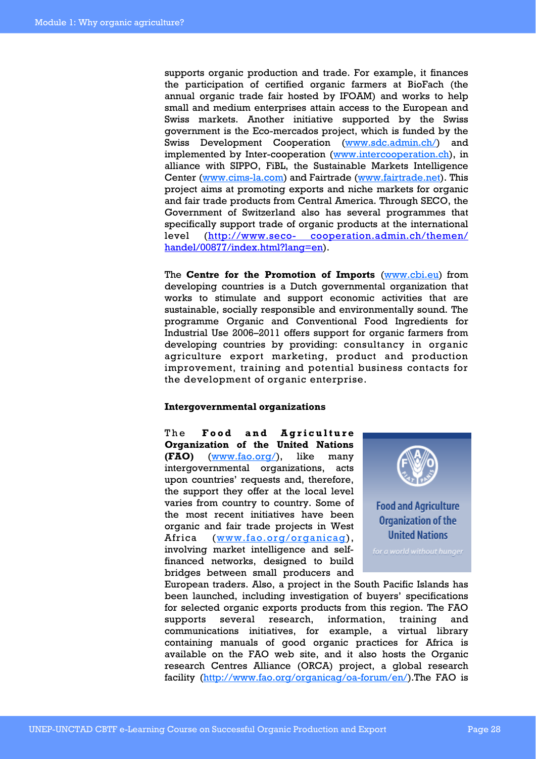supports organic production and trade. For example, it finances the participation of certified organic farmers at BioFach (the annual organic trade fair hosted by IFOAM) and works to help small and medium enterprises attain access to the European and Swiss markets. Another initiative supported by the Swiss government is the Eco-mercados project, which is funded by the Swiss Development Cooperation (www.sdc.admin.ch/) and implemented by Inter-cooperation (www.intercooperation.ch), in alliance with SIPPO, FiBL, the Sustainable Markets Intelligence Center (www.cims-la.com) and Fairtrade (www.fairtrade.net). This project aims at promoting exports and niche markets for organic and fair trade products from Central America. Through SECO, the Government of Switzerland also has several programmes that specifically support trade of organic products at the international level (http://www.seco- cooperation.admin.ch/themen/handel/00877/index.html?lang=en).

The **Centre for the Promotion of Imports** (www.cbi.eu) from developing countries is a Dutch governmental organization that works to stimulate and support economic activities that are sustainable, socially responsible and environmentally sound. The programme Organic and Conventional Food Ingredients for Industrial Use 2006–2011 offers support for organic farmers from developing countries by providing: consultancy in organic agriculture export marketing, product and production improvement, training and potential business contacts for the development of organic enterprise.

**Intergovernmental organizations**

The **Food and Agriculture Organization of the United Nations (FAO)** (www.fao.org/), like many intergovernmental organizations, acts upon countries' requests and, therefore, the support they offer at the local level varies from country to country. Some of the most recent initiatives have been organic and fair trade projects in West Africa (www.fao.org/organicag), involving market intelligence and self-financed networks, designed to build bridges between small producers and European traders. Also, a project in the South Pacific Islands has been launched, including investigation of buyers' specifications for selected organic exports products from this region. The FAO supports several research, information, training and communications initiatives, for example, a virtual library containing manuals of good organic practices for Africa is available on the FAO web site, and it also hosts the Organic research Centres Alliance (ORCA) project, a global research facility (http://www.fao.org/organicag/oa-forum/en/).The FAO is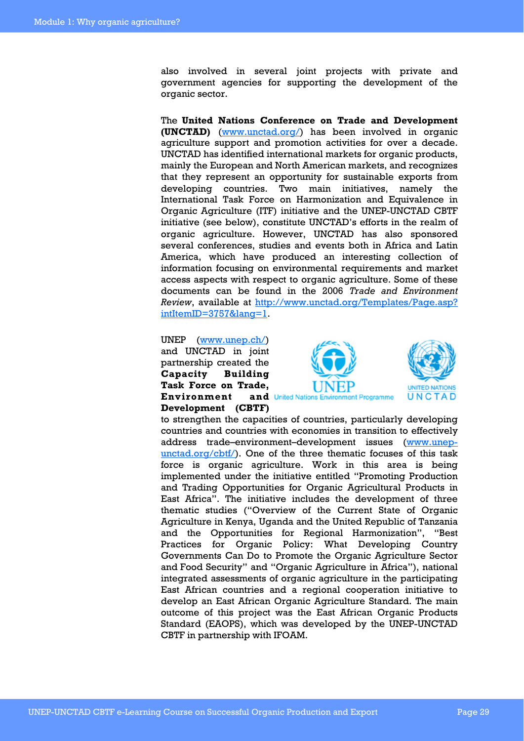also involved in several joint projects with private and government agencies for supporting the development of the organic sector.

The **United Nations Conference on Trade and Development (UNCTAD)** (www.unctad.org/) has been involved in organic agriculture support and promotion activities for over a decade. UNCTAD has identified international markets for organic products, mainly the European and North American markets, and recognizes that they represent an opportunity for sustainable exports from developing countries. Two main initiatives, namely the International Task Force on Harmonization and Equivalence in Organic Agriculture (ITF) initiative and the UNEP-UNCTAD CBTF initiative (see below), constitute UNCTAD's efforts in the realm of organic agriculture. However, UNCTAD has also sponsored several conferences, studies and events both in Africa and Latin America, which have produced an interesting collection of information focusing on environmental requirements and market access aspects with respect to organic agriculture. Some of these documents can be found in the 2006 *Trade and Environment Review*, available at http://www.unctad.org/Templates/Page.asp?intItemID=3757&lang=1.

UNEP (www.unep.ch/) and UNCTAD in joint partnership created the **Capacity Building Task Force on Trade, Environment and Development (CBTF)** to strengthen the capacities of countries, particularly developing countries and countries with economies in transition to effectively address trade–environment–development issues (www.unep-unctad.org/cbtf/). One of the three thematic focuses of this task force is organic agriculture. Work in this area is being implemented under the initiative entitled "Promoting Production and Trading Opportunities for Organic Agricultural Products in East Africa". The initiative includes the development of three thematic studies ("Overview of the Current State of Organic Agriculture in Kenya, Uganda and the United Republic of Tanzania and the Opportunities for Regional Harmonization", "Best Practices for Organic Policy: What Developing Country Governments Can Do to Promote the Organic Agriculture Sector and Food Security" and "Organic Agriculture in Africa"), national integrated assessments of organic agriculture in the participating East African countries and a regional cooperation initiative to develop an East African Organic Agriculture Standard. The main outcome of this project was the East African Organic Products Standard (EAOPS), which was developed by the UNEP-UNCTAD CBTF in partnership with IFOAM.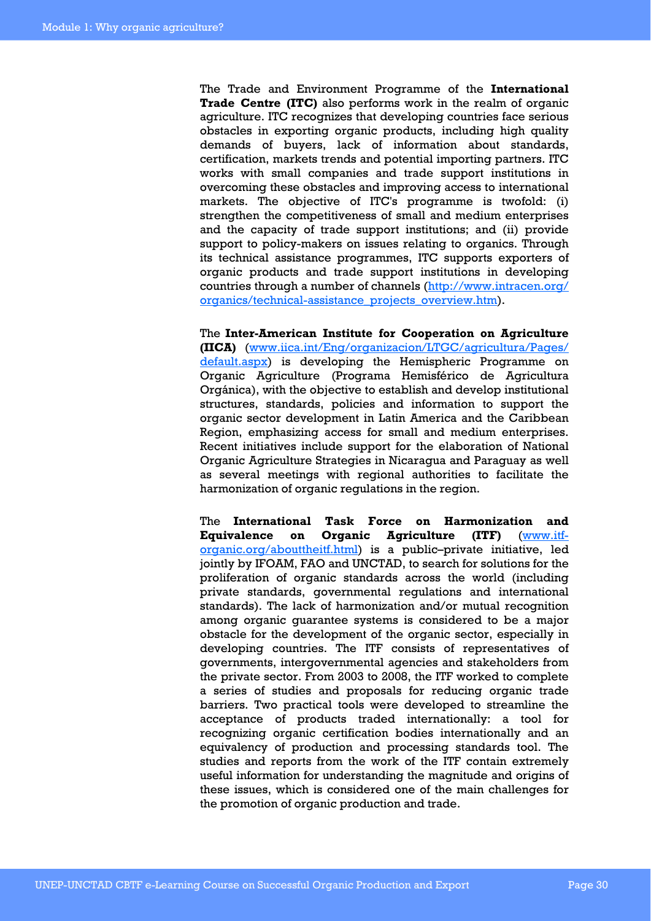The Trade and Environment Programme of the **International Trade Centre (ITC)** also performs work in the realm of organic agriculture. ITC recognizes that developing countries face serious obstacles in exporting organic products, including high quality demands of buyers, lack of information about standards, certification, markets trends and potential importing partners. ITC works with small companies and trade support institutions in overcoming these obstacles and improving access to international markets. The objective of ITC's programme is twofold: (i) strengthen the competitiveness of small and medium enterprises and the capacity of trade support institutions; and (ii) provide support to policy-makers on issues relating to organics. Through its technical assistance programmes, ITC supports exporters of organic products and trade support institutions in developing countries through a number of channels (http://www.intracen.org/organics/technical-assistance_projects_overview.htm).

The **Inter-American Institute for Cooperation on Agriculture (IICA)** (www.iica.int/Eng/organizacion/LTGC/agricultura/Pages/default.aspx) is developing the Hemispheric Programme on Organic Agriculture (Programa Hemisférico de Agricultura Orgánica), with the objective to establish and develop institutional structures, standards, policies and information to support the organic sector development in Latin America and the Caribbean Region, emphasizing access for small and medium enterprises. Recent initiatives include support for the elaboration of National Organic Agriculture Strategies in Nicaragua and Paraguay as well as several meetings with regional authorities to facilitate the harmonization of organic regulations in the region.

The **International Task Force on Harmonization and Equivalence on Organic Agriculture (ITF)** (www.itf-organic.org/abouttheitf.html) is a public–private initiative, led jointly by IFOAM, FAO and UNCTAD, to search for solutions for the proliferation of organic standards across the world (including private standards, governmental regulations and international standards). The lack of harmonization and/or mutual recognition among organic guarantee systems is considered to be a major obstacle for the development of the organic sector, especially in developing countries. The ITF consists of representatives of governments, intergovernmental agencies and stakeholders from the private sector. From 2003 to 2008, the ITF worked to complete a series of studies and proposals for reducing organic trade barriers. Two practical tools were developed to streamline the acceptance of products traded internationally: a tool for recognizing organic certification bodies internationally and an equivalency of production and processing standards tool. The studies and reports from the work of the ITF contain extremely useful information for understanding the magnitude and origins of these issues, which is considered one of the main challenges for the promotion of organic production and trade.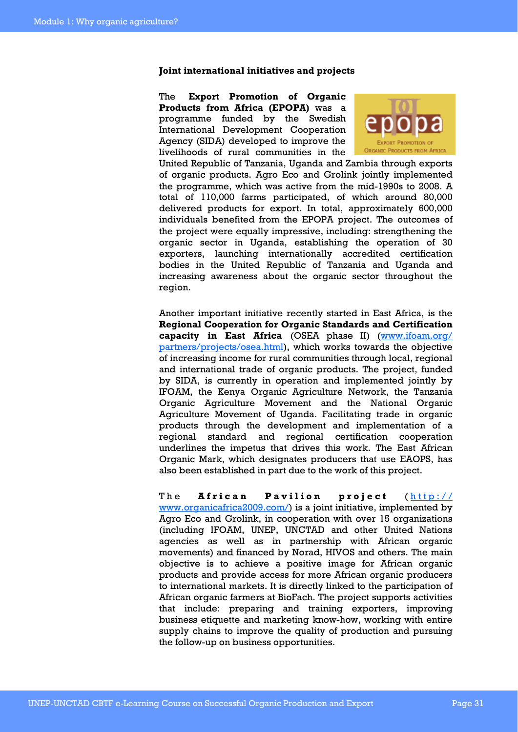**Joint international initiatives and projects**

The **Export Promotion of Organic Products from Africa (EPOPA)** was a programme funded by the Swedish International Development Cooperation Agency (SIDA) developed to improve the livelihoods of rural communities in the United Republic of Tanzania, Uganda and Zambia through exports of organic products. Agro Eco and Grolink jointly implemented the programme, which was active from the mid-1990s to 2008. A total of 110,000 farms participated, of which around 80,000 delivered products for export. In total, approximately 600,000 individuals benefited from the EPOPA project. The outcomes of the project were equally impressive, including: strengthening the organic sector in Uganda, establishing the operation of 30 exporters, launching internationally accredited certification bodies in the United Republic of Tanzania and Uganda and increasing awareness about the organic sector throughout the region.

Another important initiative recently started in East Africa, is the **Regional Cooperation for Organic Standards and Certification capacity in East Africa** (OSEA phase II) (www.ifoam.org/partners/projects/osea.html), which works towards the objective of increasing income for rural communities through local, regional and international trade of organic products. The project, funded by SIDA, is currently in operation and implemented jointly by IFOAM, the Kenya Organic Agriculture Network, the Tanzania Organic Agriculture Movement and the National Organic Agriculture Movement of Uganda. Facilitating trade in organic products through the development and implementation of a regional standard and regional certification cooperation underlines the impetus that drives this work. The East African Organic Mark, which designates producers that use EAOPS, has also been established in part due to the work of this project.

The **African Pavilion project** (http://www.organicafrica2009.com/) is a joint initiative, implemented by Agro Eco and Grolink, in cooperation with over 15 organizations (including IFOAM, UNEP, UNCTAD and other United Nations agencies as well as in partnership with African organic movements) and financed by Norad, HIVOS and others. The main objective is to achieve a positive image for African organic products and provide access for more African organic producers to international markets. It is directly linked to the participation of African organic farmers at BioFach. The project supports activities that include: preparing and training exporters, improving business etiquette and marketing know-how, working with entire supply chains to improve the quality of production and pursuing the follow-up on business opportunities.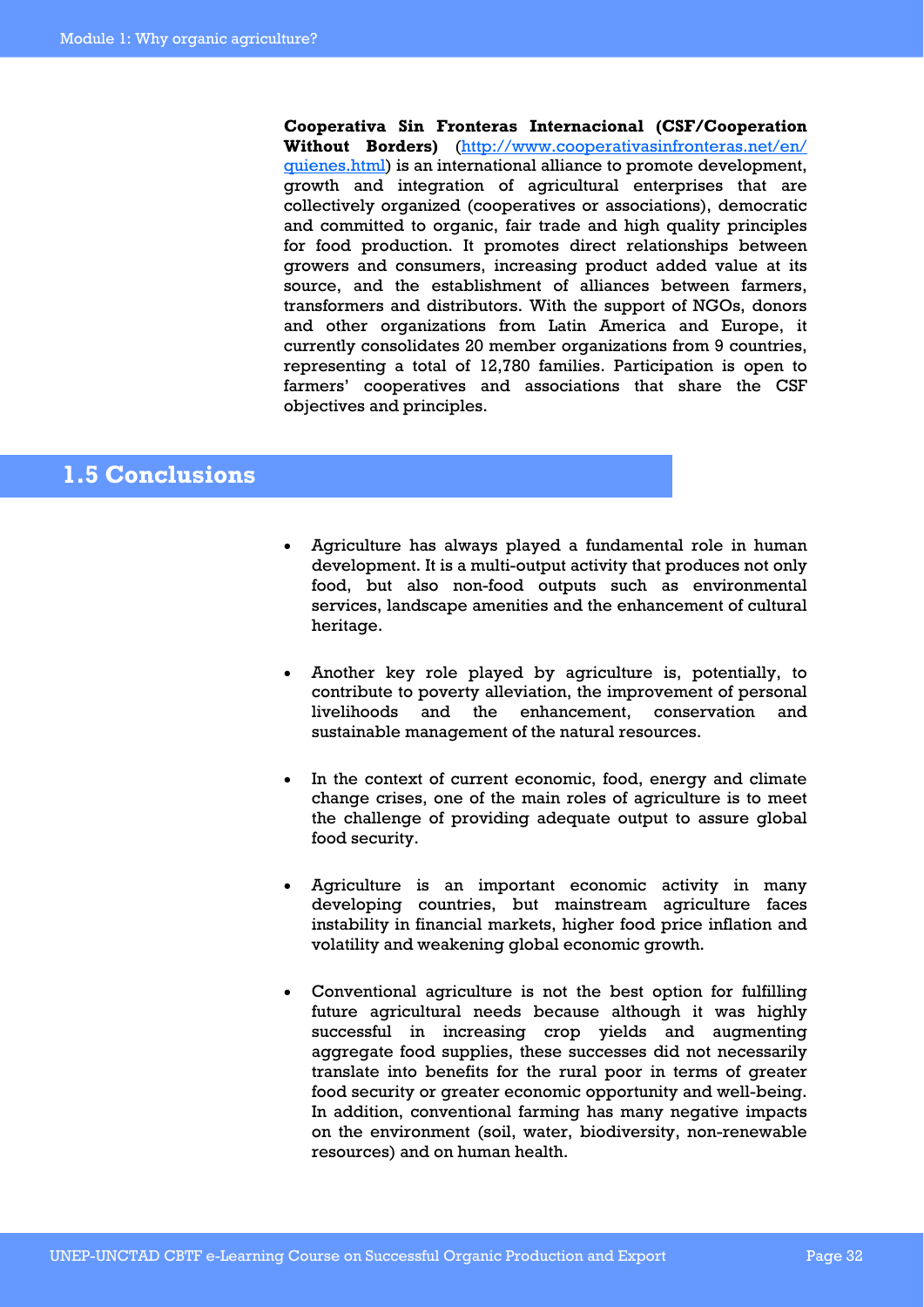**Cooperativa Sin Fronteras Internacional (CSF/Cooperation Without Borders)** ([http://www.cooperativasinfronteras.net/en/quienes.html](http://www.cooperativasinfronteras.net/en/quienes.html)) is an international alliance to promote development, growth and integration of agricultural enterprises that are collectively organized (cooperatives or associations), democratic and committed to organic, fair trade and high quality principles for food production. It promotes direct relationships between growers and consumers, increasing product added value at its source, and the establishment of alliances between farmers, transformers and distributors. With the support of NGOs, donors and other organizations from Latin America and Europe, it currently consolidates 20 member organizations from 9 countries, representing a total of 12,780 families. Participation is open to farmers' cooperatives and associations that share the CSF objectives and principles.

## 1.5 Conclusions

- Agriculture has always played a fundamental role in human development. It is a multi-output activity that produces not only food, but also non-food outputs such as environmental services, landscape amenities and the enhancement of cultural heritage.

- Another key role played by agriculture is, potentially, to contribute to poverty alleviation, the improvement of personal livelihoods and the enhancement, conservation and sustainable management of the natural resources.

- In the context of current economic, food, energy and climate change crises, one of the main roles of agriculture is to meet the challenge of providing adequate output to assure global food security.

- Agriculture is an important economic activity in many developing countries, but mainstream agriculture faces instability in financial markets, higher food price inflation and volatility and weakening global economic growth.

- Conventional agriculture is not the best option for fulfilling future agricultural needs because although it was highly successful in increasing crop yields and augmenting aggregate food supplies, these successes did not necessarily translate into benefits for the rural poor in terms of greater food security or greater economic opportunity and well-being. In addition, conventional farming has many negative impacts on the environment (soil, water, biodiversity, non-renewable resources) and on human health.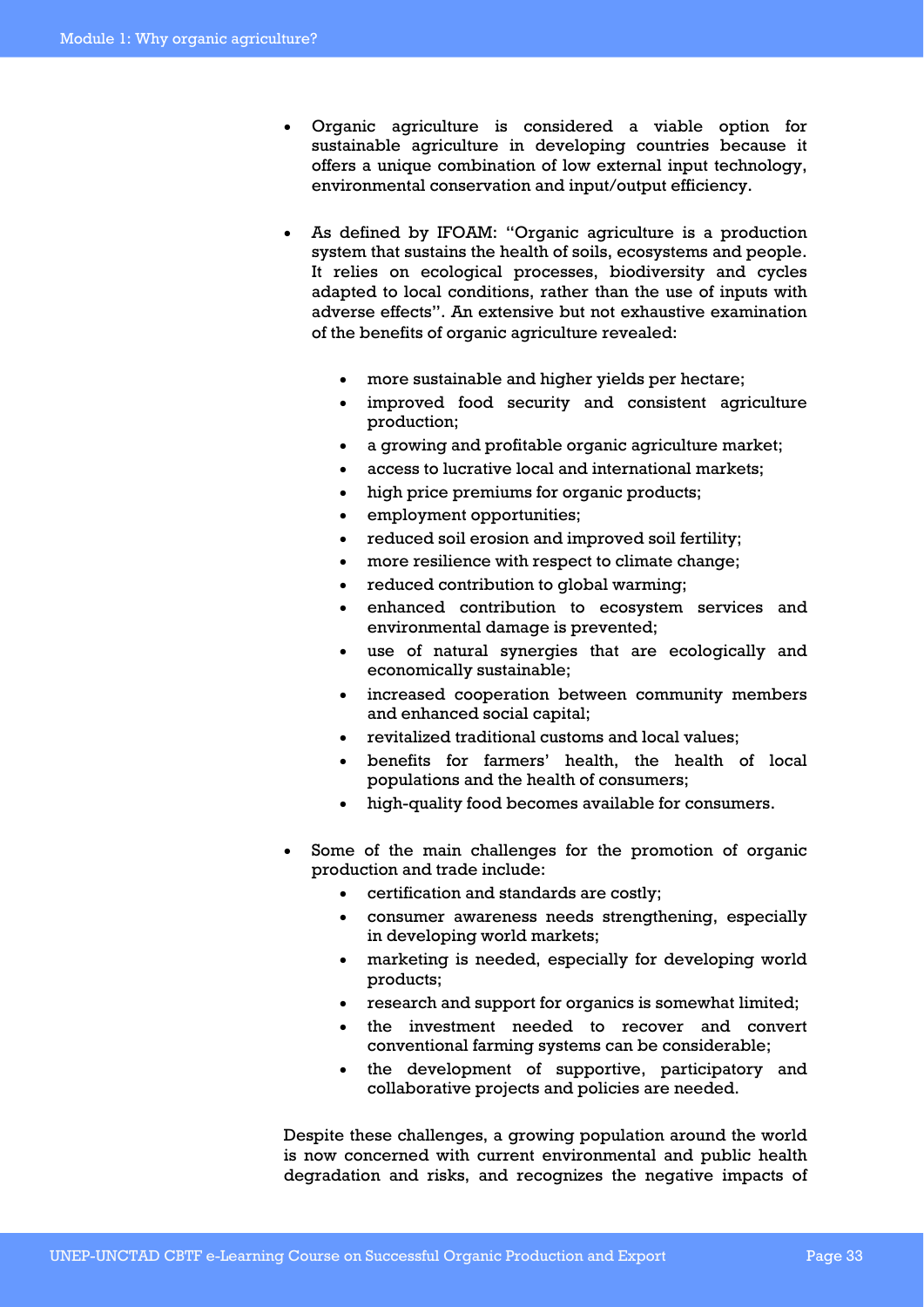- Organic agriculture is considered a viable option for sustainable agriculture in developing countries because it offers a unique combination of low external input technology, environmental conservation and input/output efficiency.

- As defined by IFOAM: "Organic agriculture is a production system that sustains the health of soils, ecosystems and people. It relies on ecological processes, biodiversity and cycles adapted to local conditions, rather than the use of inputs with adverse effects". An extensive but not exhaustive examination of the benefits of organic agriculture revealed:

  - more sustainable and higher yields per hectare;
  - improved food security and consistent agriculture production;
  - a growing and profitable organic agriculture market;
  - access to lucrative local and international markets;
  - high price premiums for organic products;
  - employment opportunities;
  - reduced soil erosion and improved soil fertility;
  - more resilience with respect to climate change;
  - reduced contribution to global warming;
  - enhanced contribution to ecosystem services and environmental damage is prevented;
  - use of natural synergies that are ecologically and economically sustainable;
  - increased cooperation between community members and enhanced social capital;
  - revitalized traditional customs and local values;
  - benefits for farmers' health, the health of local populations and the health of consumers;
  - high-quality food becomes available for consumers.

- Some of the main challenges for the promotion of organic production and trade include:
  - certification and standards are costly;
  - consumer awareness needs strengthening, especially in developing world markets;
  - marketing is needed, especially for developing world products;
  - research and support for organics is somewhat limited;
  - the investment needed to recover and convert conventional farming systems can be considerable;
  - the development of supportive, participatory and collaborative projects and policies are needed.

Despite these challenges, a growing population around the world is now concerned with current environmental and public health degradation and risks, and recognizes the negative impacts of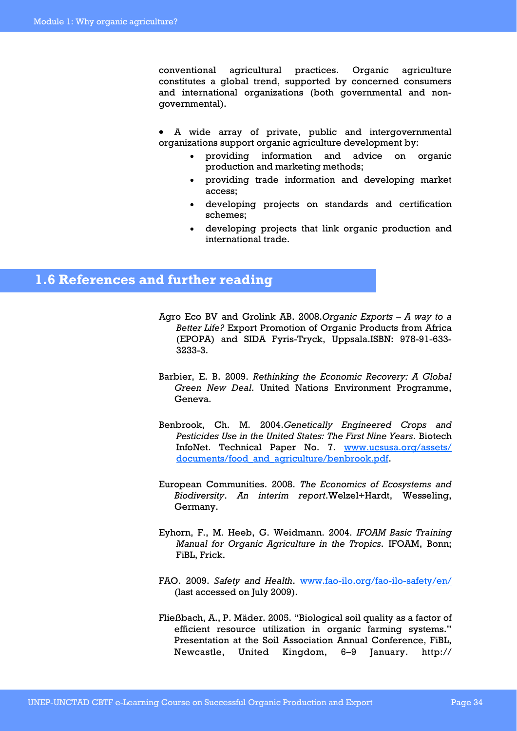conventional agricultural practices. Organic agriculture constitutes a global trend, supported by concerned consumers and international organizations (both governmental and non-governmental).

- A wide array of private, public and intergovernmental organizations support organic agriculture development by:
    - providing information and advice on organic production and marketing methods;
    - providing trade information and developing market access;
    - developing projects on standards and certification schemes;
    - developing projects that link organic production and international trade.

## 1.6 References and further reading

Agro Eco BV and Grolink AB. 2008.*Organic Exports – A way to a Better Life?* Export Promotion of Organic Products from Africa (EPOPA) and SIDA Fyris-Tryck, Uppsala.ISBN: 978-91-633-3233-3.

Barbier, E. B. 2009. *Rethinking the Economic Recovery: A Global Green New Deal*. United Nations Environment Programme, Geneva.

Benbrook, Ch. M. 2004.*Genetically Engineered Crops and Pesticides Use in the United States: The First Nine Years*. Biotech InfoNet. Technical Paper No. 7. www.ucsusa.org/assets/documents/food_and_agriculture/benbrook.pdf.

European Communities. 2008. *The Economics of Ecosystems and Biodiversity*. *An interim report*.Welzel+Hardt, Wesseling, Germany.

Eyhorn, F., M. Heeb, G. Weidmann. 2004. *IFOAM Basic Training Manual for Organic Agriculture in the Tropics*. IFOAM, Bonn; FiBL, Frick.

FAO. 2009. *Safety and Health*. www.fao-ilo.org/fao-ilo-safety/en/ (last accessed on July 2009).

Fließbach, A., P. Mäder. 2005. "Biological soil quality as a factor of efficient resource utilization in organic farming systems." Presentation at the Soil Association Annual Conference, FiBL, Newcastle, United Kingdom, 6–9 January. http://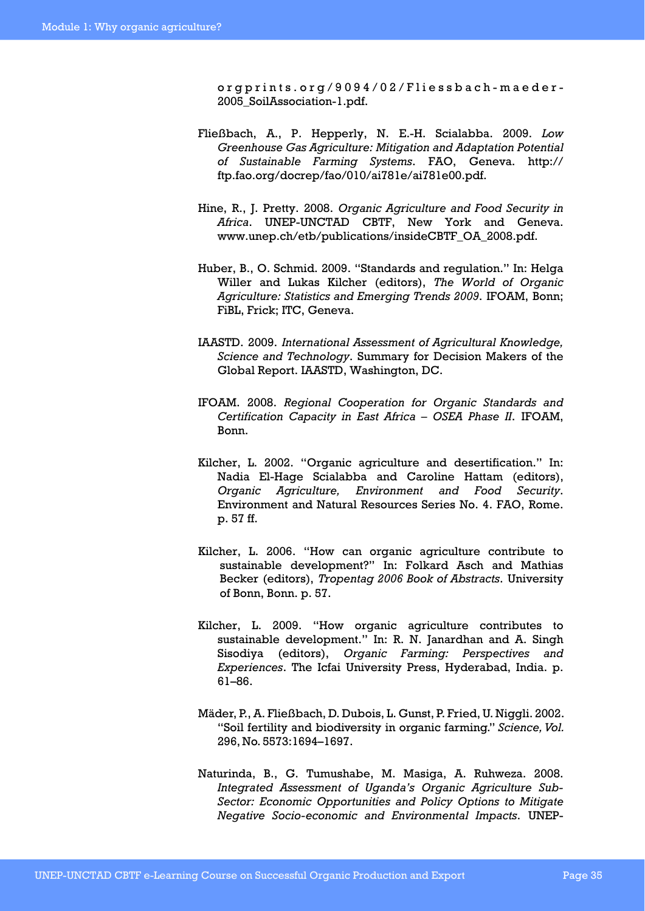orgprints.org/9094/02/Fliessbach-maeder-2005_SoilAssociation-1.pdf.

Fließbach, A., P. Hepperly, N. E.-H. Scialabba. 2009. *Low Greenhouse Gas Agriculture: Mitigation and Adaptation Potential of Sustainable Farming Systems*. FAO, Geneva. http://ftp.fao.org/docrep/fao/010/ai781e/ai781e00.pdf.

Hine, R., J. Pretty. 2008. *Organic Agriculture and Food Security in Africa*. UNEP-UNCTAD CBTF, New York and Geneva. www.unep.ch/etb/publications/insideCBTF_OA_2008.pdf.

Huber, B., O. Schmid. 2009. "Standards and regulation." In: Helga Willer and Lukas Kilcher (editors), *The World of Organic Agriculture: Statistics and Emerging Trends 2009*. IFOAM, Bonn; FiBL, Frick; ITC, Geneva.

IAASTD. 2009. *International Assessment of Agricultural Knowledge, Science and Technology*. Summary for Decision Makers of the Global Report. IAASTD, Washington, DC.

IFOAM. 2008. *Regional Cooperation for Organic Standards and Certification Capacity in East Africa – OSEA Phase II*. IFOAM, Bonn.

Kilcher, L. 2002. "Organic agriculture and desertification." In: Nadia El-Hage Scialabba and Caroline Hattam (editors), *Organic Agriculture, Environment and Food Security*. Environment and Natural Resources Series No. 4. FAO, Rome. p. 57 ff.

Kilcher, L. 2006. "How can organic agriculture contribute to sustainable development?" In: Folkard Asch and Mathias Becker (editors), *Tropentag 2006 Book of Abstracts*. University of Bonn, Bonn. p. 57.

Kilcher, L. 2009. "How organic agriculture contributes to sustainable development." In: R. N. Janardhan and A. Singh Sisodiya (editors), *Organic Farming: Perspectives and Experiences*. The Icfai University Press, Hyderabad, India. p. 61–86.

Mäder, P., A. Fließbach, D. Dubois, L. Gunst, P. Fried, U. Niggli. 2002. "Soil fertility and biodiversity in organic farming." *Science, Vol.* 296, No. 5573:1694–1697.

Naturinda, B., G. Tumushabe, M. Masiga, A. Ruhweza. 2008. *Integrated Assessment of Uganda's Organic Agriculture Sub-Sector: Economic Opportunities and Policy Options to Mitigate Negative Socio-economic and Environmental Impacts*. UNEP-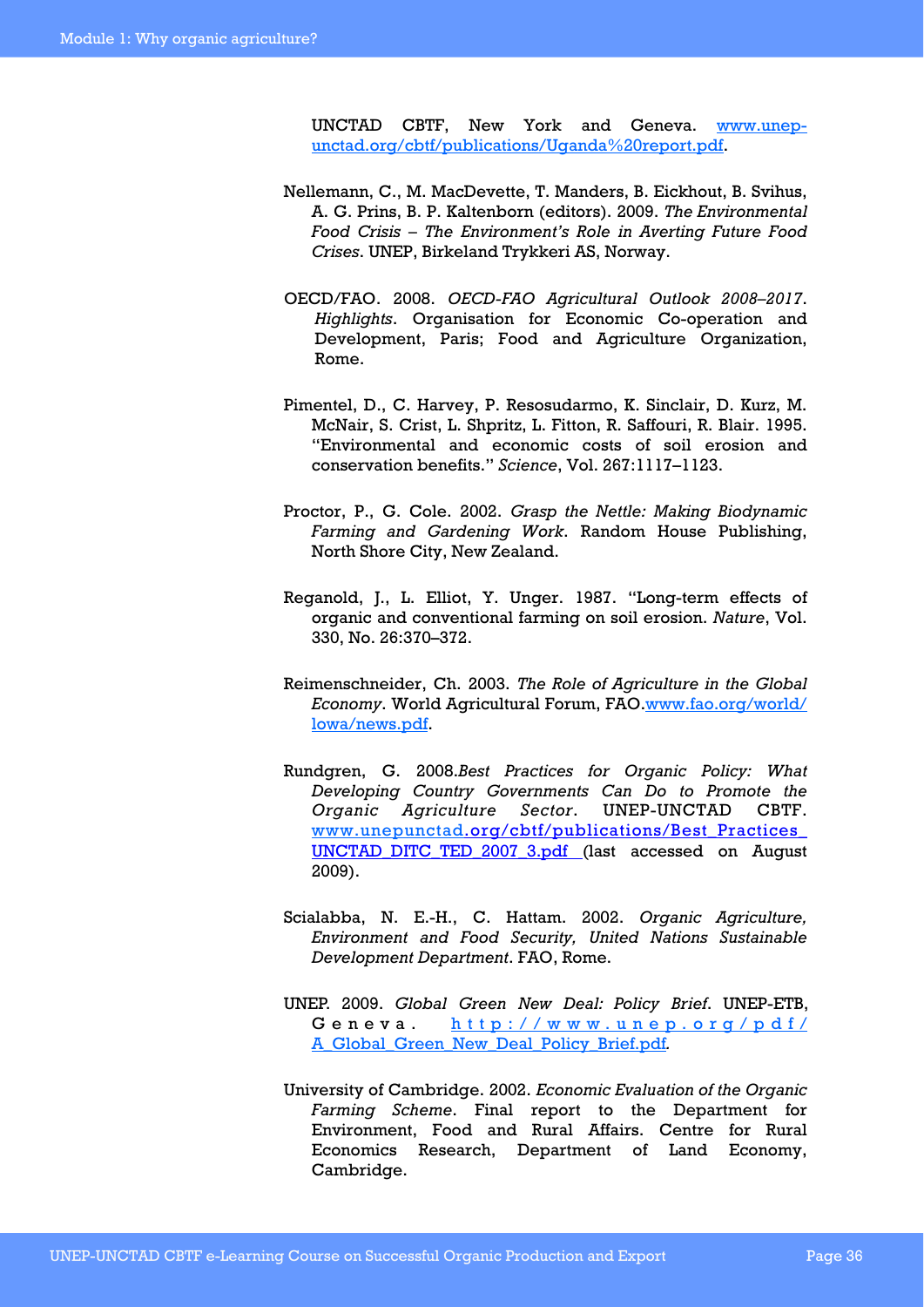UNCTAD CBTF, New York and Geneva. www.unep-unctad.org/cbtf/publications/Uganda%20report.pdf.

Nellemann, C., M. MacDevette, T. Manders, B. Eickhout, B. Svihus, A. G. Prins, B. P. Kaltenborn (editors). 2009. *The Environmental Food Crisis – The Environment's Role in Averting Future Food Crises*. UNEP, Birkeland Trykkeri AS, Norway.

OECD/FAO. 2008. *OECD-FAO Agricultural Outlook 2008–2017. Highlights*. Organisation for Economic Co-operation and Development, Paris; Food and Agriculture Organization, Rome.

Pimentel, D., C. Harvey, P. Resosudarmo, K. Sinclair, D. Kurz, M. McNair, S. Crist, L. Shpritz, L. Fitton, R. Saffouri, R. Blair. 1995. "Environmental and economic costs of soil erosion and conservation benefits." *Science*, Vol. 267:1117–1123.

Proctor, P., G. Cole. 2002. *Grasp the Nettle: Making Biodynamic Farming and Gardening Work*. Random House Publishing, North Shore City, New Zealand.

Reganold, J., L. Elliot, Y. Unger. 1987. "Long-term effects of organic and conventional farming on soil erosion. *Nature*, Vol. 330, No. 26:370–372.

Reimenschneider, Ch. 2003. *The Role of Agriculture in the Global Economy*. World Agricultural Forum, FAO.www.fao.org/world/lowa/news.pdf.

Rundgren, G. 2008.*Best Practices for Organic Policy: What Developing Country Governments Can Do to Promote the Organic Agriculture Sector*. UNEP-UNCTAD CBTF. www.unepunctad.org/cbtf/publications/Best_Practices_UNCTAD_DITC_TED_2007_3.pdf (last accessed on August 2009).

Scialabba, N. E.-H., C. Hattam. 2002. *Organic Agriculture, Environment and Food Security, United Nations Sustainable Development Department*. FAO, Rome.

UNEP. 2009. *Global Green New Deal: Policy Brief*. UNEP-ETB, Geneva. http://www.unep.org/pdf/A_Global_Green_New_Deal_Policy_Brief.pdf.

University of Cambridge. 2002. *Economic Evaluation of the Organic Farming Scheme*. Final report to the Department for Environment, Food and Rural Affairs. Centre for Rural Economics Research, Department of Land Economy, Cambridge.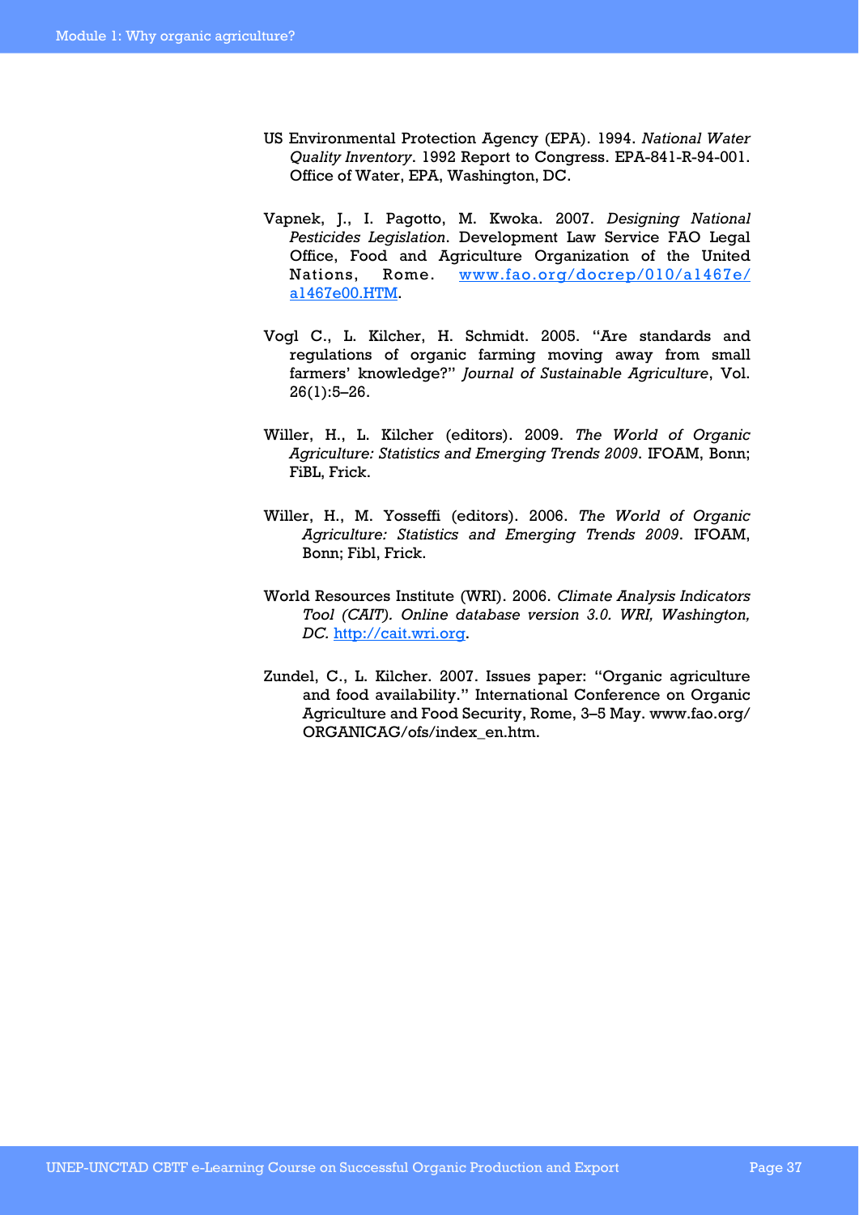US Environmental Protection Agency (EPA). 1994. *National Water Quality Inventory*. 1992 Report to Congress. EPA-841-R-94-001. Office of Water, EPA, Washington, DC.

Vapnek, J., I. Pagotto, M. Kwoka. 2007. *Designing National Pesticides Legislation*. Development Law Service FAO Legal Office, Food and Agriculture Organization of the United Nations, Rome. [www.fao.org/docrep/010/a1467e/a1467e00.HTM](www.fao.org/docrep/010/a1467e/a1467e00.HTM).

Vogl C., L. Kilcher, H. Schmidt. 2005. "Are standards and regulations of organic farming moving away from small farmers' knowledge?" *Journal of Sustainable Agriculture*, Vol. 26(1):5–26.

Willer, H., L. Kilcher (editors). 2009. *The World of Organic Agriculture: Statistics and Emerging Trends 2009*. IFOAM, Bonn; FiBL, Frick.

Willer, H., M. Yosseffi (editors). 2006. *The World of Organic Agriculture: Statistics and Emerging Trends 2009*. IFOAM, Bonn; Fibl, Frick.

World Resources Institute (WRI). 2006. *Climate Analysis Indicators Tool (CAIT). Online database version 3.0. WRI, Washington, DC.* [http://cait.wri.org](http://cait.wri.org).

Zundel, C., L. Kilcher. 2007. Issues paper: "Organic agriculture and food availability." International Conference on Organic Agriculture and Food Security, Rome, 3–5 May. www.fao.org/ORGANICAG/ofs/index_en.htm.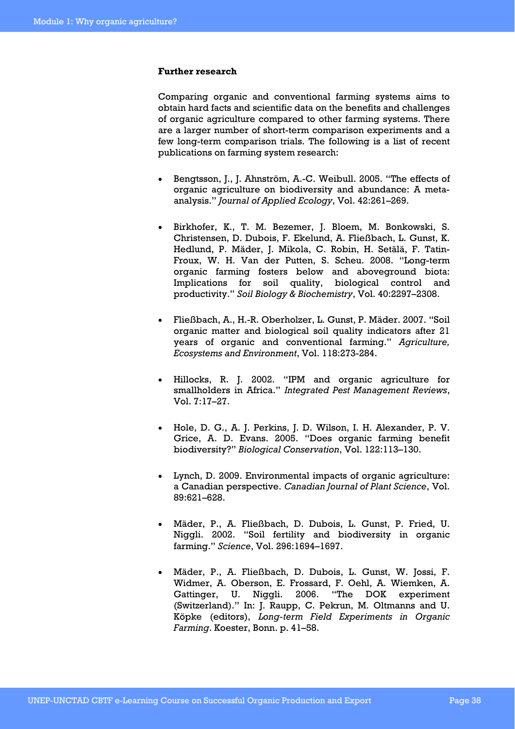**Further research**

Comparing organic and conventional farming systems aims to obtain hard facts and scientific data on the benefits and challenges of organic agriculture compared to other farming systems. There are a larger number of short-term comparison experiments and a few long-term comparison trials. The following is a list of recent publications on farming system research:

- Bengtsson, J., J. Ahnström, A.-C. Weibull. 2005. "The effects of organic agriculture on biodiversity and abundance: A meta-analysis." *Journal of Applied Ecology*, Vol. 42:261–269.

- Birkhofer, K., T. M. Bezemer, J. Bloem, M. Bonkowski, S. Christensen, D. Dubois, F. Ekelund, A. Fließbach, L. Gunst, K. Hedlund, P. Mäder, J. Mikola, C. Robin, H. Setälä, F. Tatin-Froux, W. H. Van der Putten, S. Scheu. 2008. "Long-term organic farming fosters below and aboveground biota: Implications for soil quality, biological control and productivity." *Soil Biology & Biochemistry*, Vol. 40:2297–2308.

- Fließbach, A., H.-R. Oberholzer, L. Gunst, P. Mäder. 2007. "Soil organic matter and biological soil quality indicators after 21 years of organic and conventional farming." *Agriculture, Ecosystems and Environment*, Vol. 118:273-284.

- Hillocks, R. J. 2002. "IPM and organic agriculture for smallholders in Africa." *Integrated Pest Management Reviews*, Vol. 7:17–27.

- Hole, D. G., A. J. Perkins, J. D. Wilson, I. H. Alexander, P. V. Grice, A. D. Evans. 2005. "Does organic farming benefit biodiversity?" *Biological Conservation*, Vol. 122:113–130.

- Lynch, D. 2009. Environmental impacts of organic agriculture: a Canadian perspective. *Canadian Journal of Plant Science*, Vol. 89:621–628.

- Mäder, P., A. Fließbach, D. Dubois, L. Gunst, P. Fried, U. Niggli. 2002. "Soil fertility and biodiversity in organic farming." *Science*, Vol. 296:1694–1697.

- Mäder, P., A. Fließbach, D. Dubois, L. Gunst, W. Jossi, F. Widmer, A. Oberson, E. Frossard, F. Oehl, A. Wiemken, A. Gattinger, U. Niggli. 2006. "The DOK experiment (Switzerland)." In: J. Raupp, C. Pekrun, M. Oltmanns and U. Köpke (editors), *Long-term Field Experiments in Organic Farming*. Koester, Bonn. p. 41–58.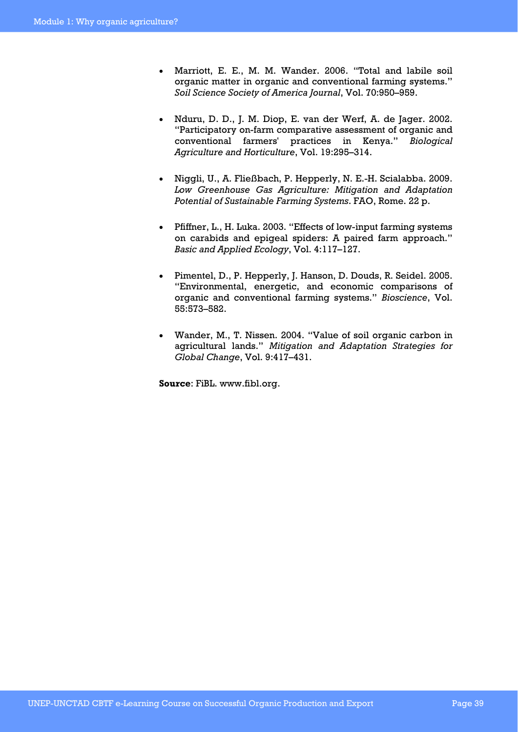- Marriott, E. E., M. M. Wander. 2006. "Total and labile soil organic matter in organic and conventional farming systems." *Soil Science Society of America Journal*, Vol. 70:950–959.

- Nduru, D. D., J. M. Diop, E. van der Werf, A. de Jager. 2002. "Participatory on-farm comparative assessment of organic and conventional farmers' practices in Kenya." *Biological Agriculture and Horticulture*, Vol. 19:295–314.

- Niggli, U., A. Fließbach, P. Hepperly, N. E.-H. Scialabba. 2009. *Low Greenhouse Gas Agriculture: Mitigation and Adaptation Potential of Sustainable Farming Systems*. FAO, Rome. 22 p.

- Pfiffner, L., H. Luka. 2003. "Effects of low-input farming systems on carabids and epigeal spiders: A paired farm approach." *Basic and Applied Ecology*, Vol. 4:117–127.

- Pimentel, D., P. Hepperly, J. Hanson, D. Douds, R. Seidel. 2005. "Environmental, energetic, and economic comparisons of organic and conventional farming systems." *Bioscience*, Vol. 55:573–582.

- Wander, M., T. Nissen. 2004. "Value of soil organic carbon in agricultural lands." *Mitigation and Adaptation Strategies for Global Change*, Vol. 9:417–431.

**Source**: FiBL. www.fibl.org.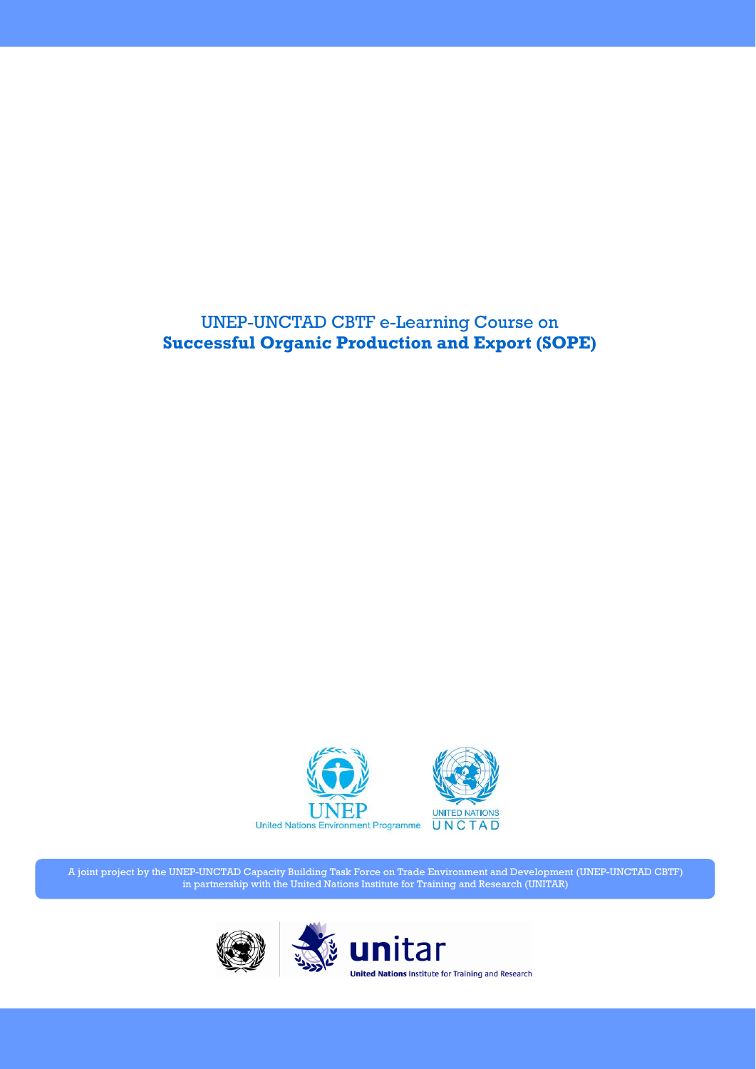UNEP-UNCTAD CBTF e-Learning Course on
**Successful Organic Production and Export (SOPE)**

UNEP
United Nations Environment Programme

UNITED NATIONS
UNCTAD

A joint project by the UNEP-UNCTAD Capacity Building Task Force on Trade Environment and Development (UNEP-UNCTAD CBTF) in partnership with the United Nations Institute for Training and Research (UNITAR)

unitar
United Nations Institute for Training and Research